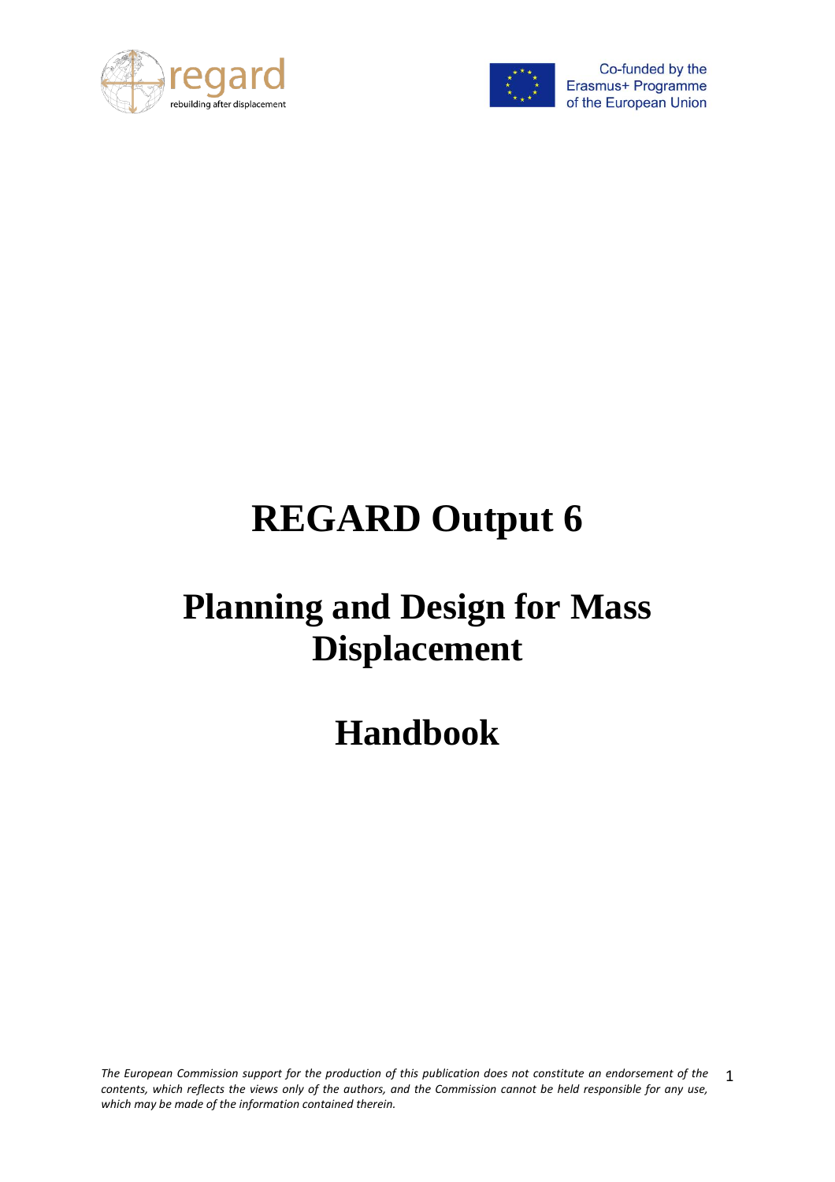regard

rebuilding after displacement

Co-funded by the Erasmus+ Programme of the European Union

# REGARD Output 6

# Planning and Design for Mass Displacement

# Handbook

*The European Commission support for the production of this publication does not constitute an endorsement of the contents, which reflects the views only of the authors, and the Commission cannot be held responsible for any use, which may be made of the information contained therein.*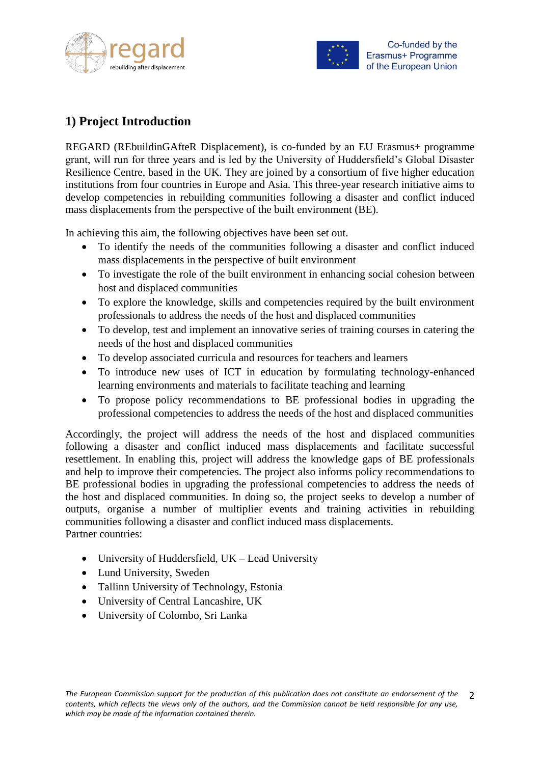## 1) Project Introduction

REGARD (REbuildinGAfteR Displacement), is co-funded by an EU Erasmus+ programme grant, will run for three years and is led by the University of Huddersfield's Global Disaster Resilience Centre, based in the UK. They are joined by a consortium of five higher education institutions from four countries in Europe and Asia. This three-year research initiative aims to develop competencies in rebuilding communities following a disaster and conflict induced mass displacements from the perspective of the built environment (BE).

In achieving this aim, the following objectives have been set out.

- To identify the needs of the communities following a disaster and conflict induced mass displacements in the perspective of built environment
- To investigate the role of the built environment in enhancing social cohesion between host and displaced communities
- To explore the knowledge, skills and competencies required by the built environment professionals to address the needs of the host and displaced communities
- To develop, test and implement an innovative series of training courses in catering the needs of the host and displaced communities
- To develop associated curricula and resources for teachers and learners
- To introduce new uses of ICT in education by formulating technology-enhanced learning environments and materials to facilitate teaching and learning
- To propose policy recommendations to BE professional bodies in upgrading the professional competencies to address the needs of the host and displaced communities

Accordingly, the project will address the needs of the host and displaced communities following a disaster and conflict induced mass displacements and facilitate successful resettlement. In enabling this, project will address the knowledge gaps of BE professionals and help to improve their competencies. The project also informs policy recommendations to BE professional bodies in upgrading the professional competencies to address the needs of the host and displaced communities. In doing so, the project seeks to develop a number of outputs, organise a number of multiplier events and training activities in rebuilding communities following a disaster and conflict induced mass displacements.
Partner countries:

- University of Huddersfield, UK – Lead University
- Lund University, Sweden
- Tallinn University of Technology, Estonia
- University of Central Lancashire, UK
- University of Colombo, Sri Lanka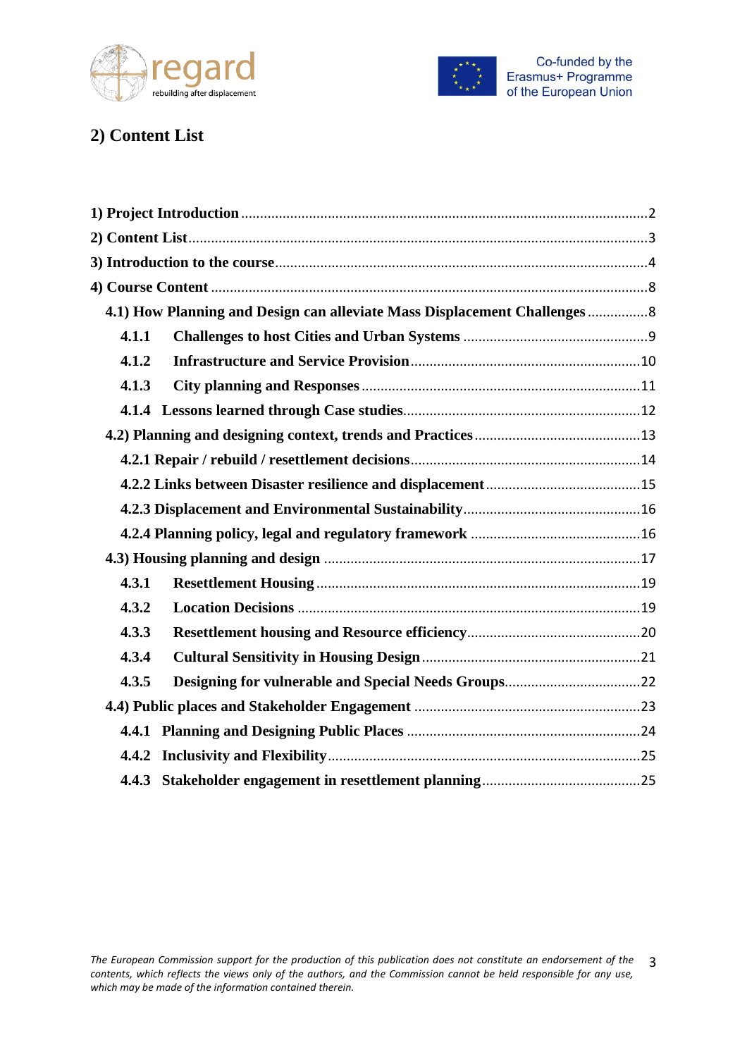## 2) Content List

1) Project Introduction ........ 2
2) Content List ........ 3
3) Introduction to the course ........ 4
4) Course Content ........ 8
  4.1) How Planning and Design can alleviate Mass Displacement Challenges ........ 8
    4.1.1 Challenges to host Cities and Urban Systems ........ 9
    4.1.2 Infrastructure and Service Provision ........ 10
    4.1.3 City planning and Responses ........ 11
    4.1.4 Lessons learned through Case studies ........ 12
  4.2) Planning and designing context, trends and Practices ........ 13
    4.2.1 Repair / rebuild / resettlement decisions ........ 14
    4.2.2 Links between Disaster resilience and displacement ........ 15
    4.2.3 Displacement and Environmental Sustainability ........ 16
    4.2.4 Planning policy, legal and regulatory framework ........ 16
  4.3) Housing planning and design ........ 17
    4.3.1 Resettlement Housing ........ 19
    4.3.2 Location Decisions ........ 19
    4.3.3 Resettlement housing and Resource efficiency ........ 20
    4.3.4 Cultural Sensitivity in Housing Design ........ 21
    4.3.5 Designing for vulnerable and Special Needs Groups ........ 22
  4.4) Public places and Stakeholder Engagement ........ 23
    4.4.1 Planning and Designing Public Places ........ 24
    4.4.2 Inclusivity and Flexibility ........ 25
    4.4.3 Stakeholder engagement in resettlement planning ........ 25

*The European Commission support for the production of this publication does not constitute an endorsement of the contents, which reflects the views only of the authors, and the Commission cannot be held responsible for any use, which may be made of the information contained therein.*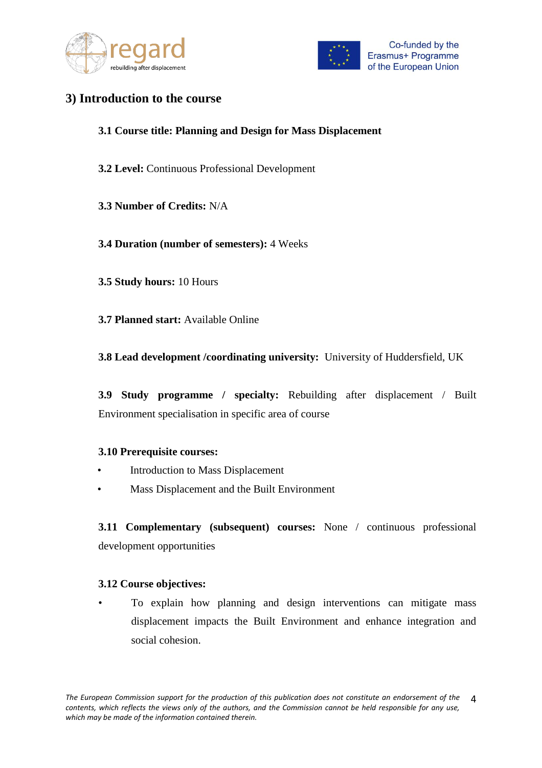## 3) Introduction to the course

**3.1 Course title: Planning and Design for Mass Displacement**

**3.2 Level:** Continuous Professional Development

**3.3 Number of Credits:** N/A

**3.4 Duration (number of semesters):** 4 Weeks

**3.5 Study hours:** 10 Hours

**3.7 Planned start:** Available Online

**3.8 Lead development /coordinating university:** University of Huddersfield, UK

**3.9 Study programme / specialty:** Rebuilding after displacement / Built Environment specialisation in specific area of course

**3.10 Prerequisite courses:**

- Introduction to Mass Displacement
- Mass Displacement and the Built Environment

**3.11 Complementary (subsequent) courses:** None / continuous professional development opportunities

**3.12 Course objectives:**

- To explain how planning and design interventions can mitigate mass displacement impacts the Built Environment and enhance integration and social cohesion.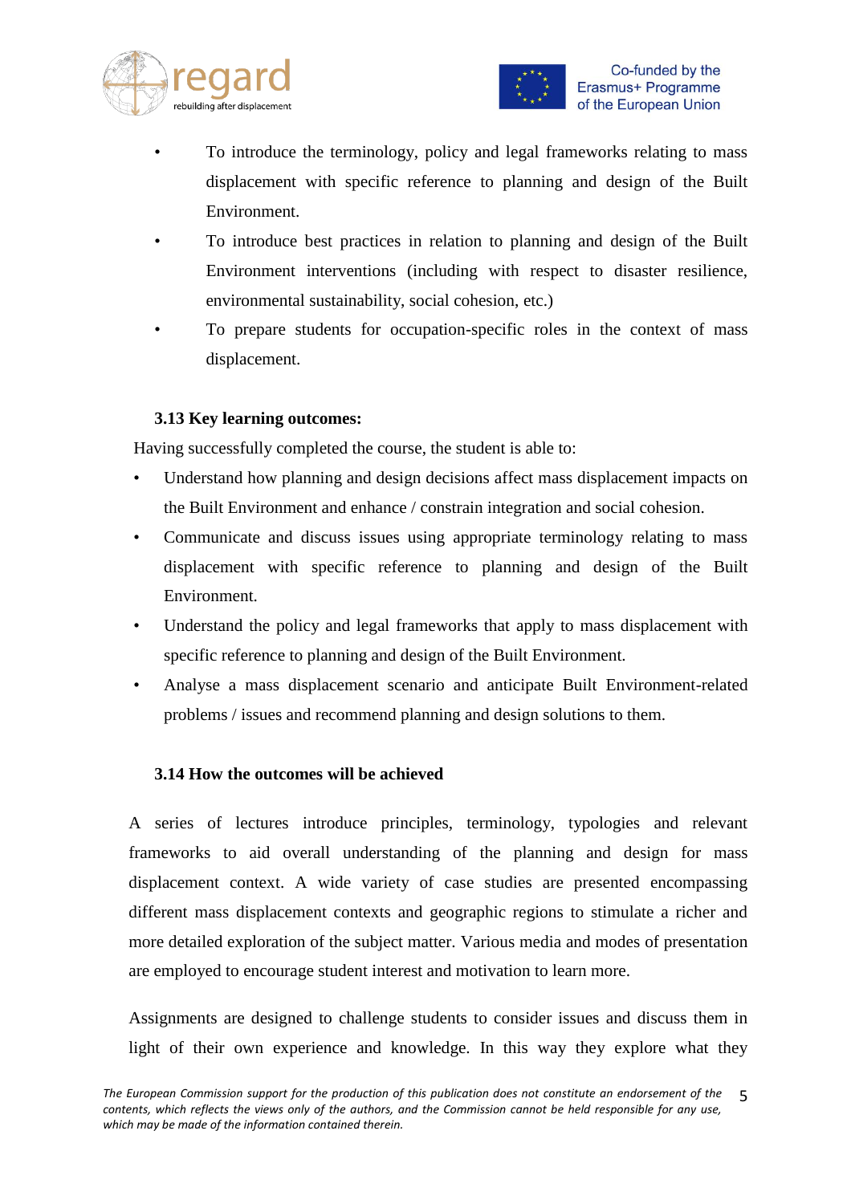- To introduce the terminology, policy and legal frameworks relating to mass displacement with specific reference to planning and design of the Built Environment.
- To introduce best practices in relation to planning and design of the Built Environment interventions (including with respect to disaster resilience, environmental sustainability, social cohesion, etc.)
- To prepare students for occupation-specific roles in the context of mass displacement.

### 3.13 Key learning outcomes:

Having successfully completed the course, the student is able to:

- Understand how planning and design decisions affect mass displacement impacts on the Built Environment and enhance / constrain integration and social cohesion.
- Communicate and discuss issues using appropriate terminology relating to mass displacement with specific reference to planning and design of the Built Environment.
- Understand the policy and legal frameworks that apply to mass displacement with specific reference to planning and design of the Built Environment.
- Analyse a mass displacement scenario and anticipate Built Environment-related problems / issues and recommend planning and design solutions to them.

### 3.14 How the outcomes will be achieved

A series of lectures introduce principles, terminology, typologies and relevant frameworks to aid overall understanding of the planning and design for mass displacement context. A wide variety of case studies are presented encompassing different mass displacement contexts and geographic regions to stimulate a richer and more detailed exploration of the subject matter. Various media and modes of presentation are employed to encourage student interest and motivation to learn more.

Assignments are designed to challenge students to consider issues and discuss them in light of their own experience and knowledge. In this way they explore what they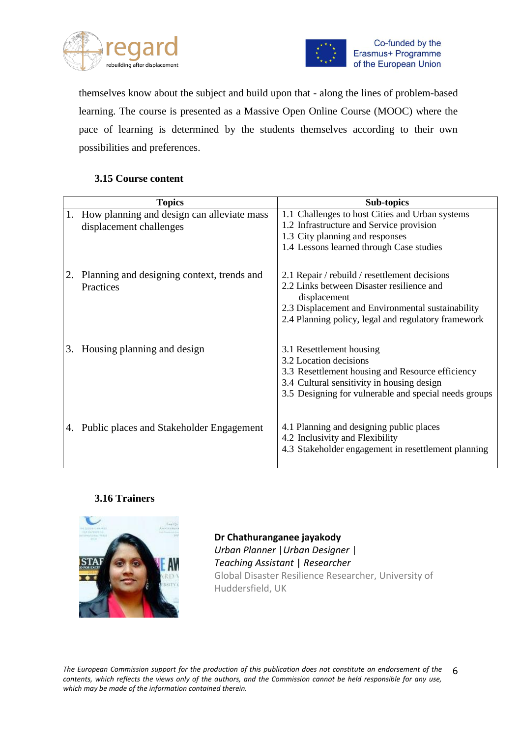themselves know about the subject and build upon that - along the lines of problem-based learning. The course is presented as a Massive Open Online Course (MOOC) where the pace of learning is determined by the students themselves according to their own possibilities and preferences.

### 3.15 Course content

| Topics | Sub-topics |
|---|---|
| 1. How planning and design can alleviate mass displacement challenges | 1.1 Challenges to host Cities and Urban systems<br>1.2 Infrastructure and Service provision<br>1.3 City planning and responses<br>1.4 Lessons learned through Case studies |
| 2. Planning and designing context, trends and Practices | 2.1 Repair / rebuild / resettlement decisions<br>2.2 Links between Disaster resilience and displacement<br>2.3 Displacement and Environmental sustainability<br>2.4 Planning policy, legal and regulatory framework |
| 3. Housing planning and design | 3.1 Resettlement housing<br>3.2 Location decisions<br>3.3 Resettlement housing and Resource efficiency<br>3.4 Cultural sensitivity in housing design<br>3.5 Designing for vulnerable and special needs groups |
| 4. Public places and Stakeholder Engagement | 4.1 Planning and designing public places<br>4.2 Inclusivity and Flexibility<br>4.3 Stakeholder engagement in resettlement planning |

### 3.16 Trainers

**Dr Chathuranganee jayakody**
*Urban Planner |Urban Designer |*
*Teaching Assistant | Researcher*
Global Disaster Resilience Researcher, University of Huddersfield, UK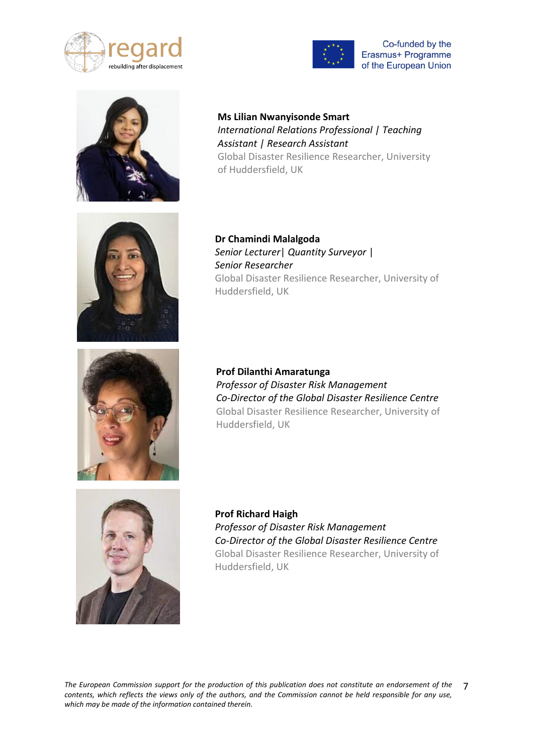**Ms Lilian Nwanyisonde Smart**
*International Relations Professional | Teaching Assistant | Research Assistant*
Global Disaster Resilience Researcher, University of Huddersfield, UK

**Dr Chamindi Malalgoda**
*Senior Lecturer| Quantity Surveyor | Senior Researcher*
Global Disaster Resilience Researcher, University of Huddersfield, UK

**Prof Dilanthi Amaratunga**
*Professor of Disaster Risk Management*
*Co-Director of the Global Disaster Resilience Centre*
Global Disaster Resilience Researcher, University of Huddersfield, UK

**Prof Richard Haigh**
*Professor of Disaster Risk Management*
*Co-Director of the Global Disaster Resilience Centre*
Global Disaster Resilience Researcher, University of Huddersfield, UK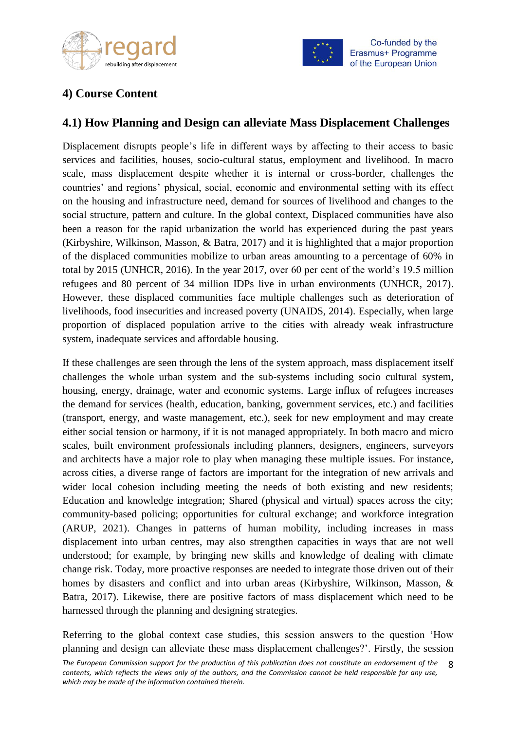## 4) Course Content

### 4.1) How Planning and Design can alleviate Mass Displacement Challenges

Displacement disrupts people's life in different ways by affecting to their access to basic services and facilities, houses, socio-cultural status, employment and livelihood. In macro scale, mass displacement despite whether it is internal or cross-border, challenges the countries' and regions' physical, social, economic and environmental setting with its effect on the housing and infrastructure need, demand for sources of livelihood and changes to the social structure, pattern and culture. In the global context, Displaced communities have also been a reason for the rapid urbanization the world has experienced during the past years (Kirbyshire, Wilkinson, Masson, & Batra, 2017) and it is highlighted that a major proportion of the displaced communities mobilize to urban areas amounting to a percentage of 60% in total by 2015 (UNHCR, 2016). In the year 2017, over 60 per cent of the world's 19.5 million refugees and 80 percent of 34 million IDPs live in urban environments (UNHCR, 2017). However, these displaced communities face multiple challenges such as deterioration of livelihoods, food insecurities and increased poverty (UNAIDS, 2014). Especially, when large proportion of displaced population arrive to the cities with already weak infrastructure system, inadequate services and affordable housing.

If these challenges are seen through the lens of the system approach, mass displacement itself challenges the whole urban system and the sub-systems including socio cultural system, housing, energy, drainage, water and economic systems. Large influx of refugees increases the demand for services (health, education, banking, government services, etc.) and facilities (transport, energy, and waste management, etc.), seek for new employment and may create either social tension or harmony, if it is not managed appropriately. In both macro and micro scales, built environment professionals including planners, designers, engineers, surveyors and architects have a major role to play when managing these multiple issues. For instance, across cities, a diverse range of factors are important for the integration of new arrivals and wider local cohesion including meeting the needs of both existing and new residents; Education and knowledge integration; Shared (physical and virtual) spaces across the city; community-based policing; opportunities for cultural exchange; and workforce integration (ARUP, 2021). Changes in patterns of human mobility, including increases in mass displacement into urban centres, may also strengthen capacities in ways that are not well understood; for example, by bringing new skills and knowledge of dealing with climate change risk. Today, more proactive responses are needed to integrate those driven out of their homes by disasters and conflict and into urban areas (Kirbyshire, Wilkinson, Masson, & Batra, 2017). Likewise, there are positive factors of mass displacement which need to be harnessed through the planning and designing strategies.

Referring to the global context case studies, this session answers to the question 'How planning and design can alleviate these mass displacement challenges?'. Firstly, the session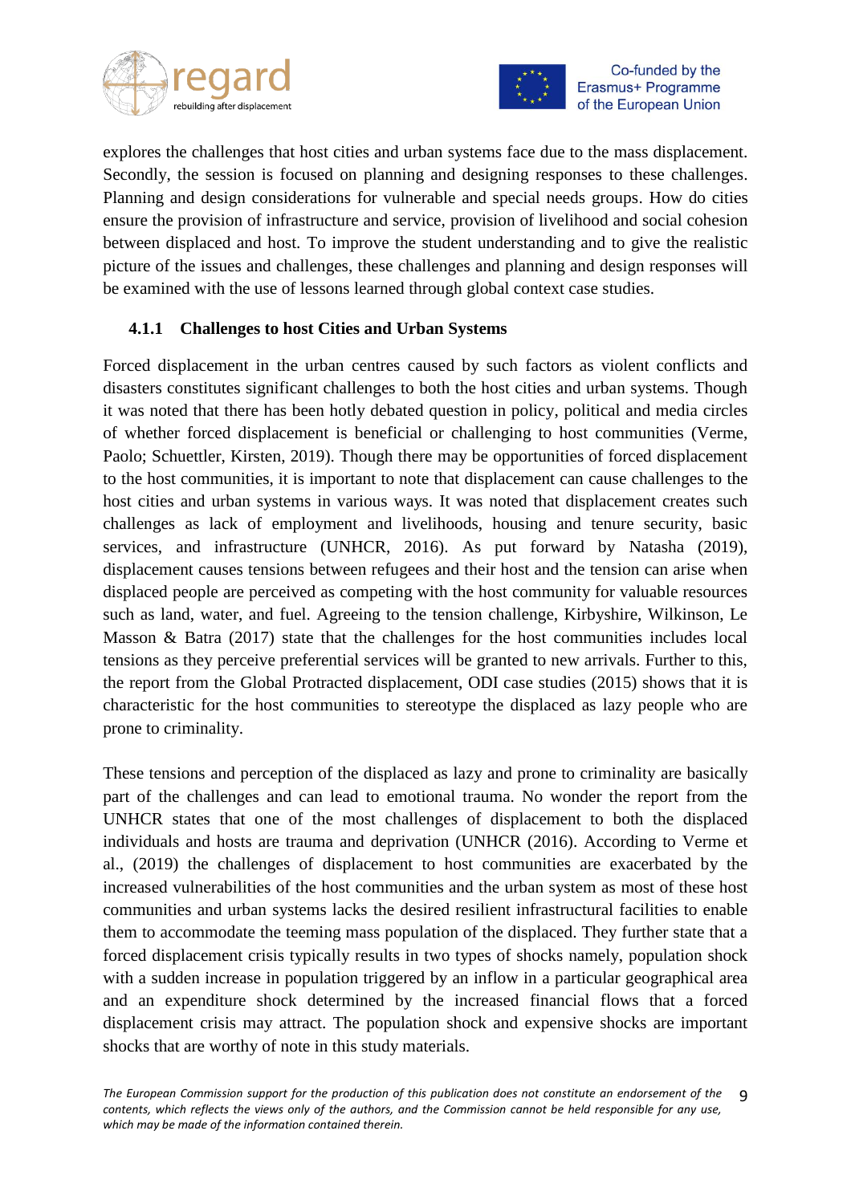explores the challenges that host cities and urban systems face due to the mass displacement. Secondly, the session is focused on planning and designing responses to these challenges. Planning and design considerations for vulnerable and special needs groups. How do cities ensure the provision of infrastructure and service, provision of livelihood and social cohesion between displaced and host. To improve the student understanding and to give the realistic picture of the issues and challenges, these challenges and planning and design responses will be examined with the use of lessons learned through global context case studies.

### 4.1.1 Challenges to host Cities and Urban Systems

Forced displacement in the urban centres caused by such factors as violent conflicts and disasters constitutes significant challenges to both the host cities and urban systems. Though it was noted that there has been hotly debated question in policy, political and media circles of whether forced displacement is beneficial or challenging to host communities (Verme, Paolo; Schuettler, Kirsten, 2019). Though there may be opportunities of forced displacement to the host communities, it is important to note that displacement can cause challenges to the host cities and urban systems in various ways. It was noted that displacement creates such challenges as lack of employment and livelihoods, housing and tenure security, basic services, and infrastructure (UNHCR, 2016). As put forward by Natasha (2019), displacement causes tensions between refugees and their host and the tension can arise when displaced people are perceived as competing with the host community for valuable resources such as land, water, and fuel. Agreeing to the tension challenge, Kirbyshire, Wilkinson, Le Masson & Batra (2017) state that the challenges for the host communities includes local tensions as they perceive preferential services will be granted to new arrivals. Further to this, the report from the Global Protracted displacement, ODI case studies (2015) shows that it is characteristic for the host communities to stereotype the displaced as lazy people who are prone to criminality.

These tensions and perception of the displaced as lazy and prone to criminality are basically part of the challenges and can lead to emotional trauma. No wonder the report from the UNHCR states that one of the most challenges of displacement to both the displaced individuals and hosts are trauma and deprivation (UNHCR (2016). According to Verme et al., (2019) the challenges of displacement to host communities are exacerbated by the increased vulnerabilities of the host communities and the urban system as most of these host communities and urban systems lacks the desired resilient infrastructural facilities to enable them to accommodate the teeming mass population of the displaced. They further state that a forced displacement crisis typically results in two types of shocks namely, population shock with a sudden increase in population triggered by an inflow in a particular geographical area and an expenditure shock determined by the increased financial flows that a forced displacement crisis may attract. The population shock and expensive shocks are important shocks that are worthy of note in this study materials.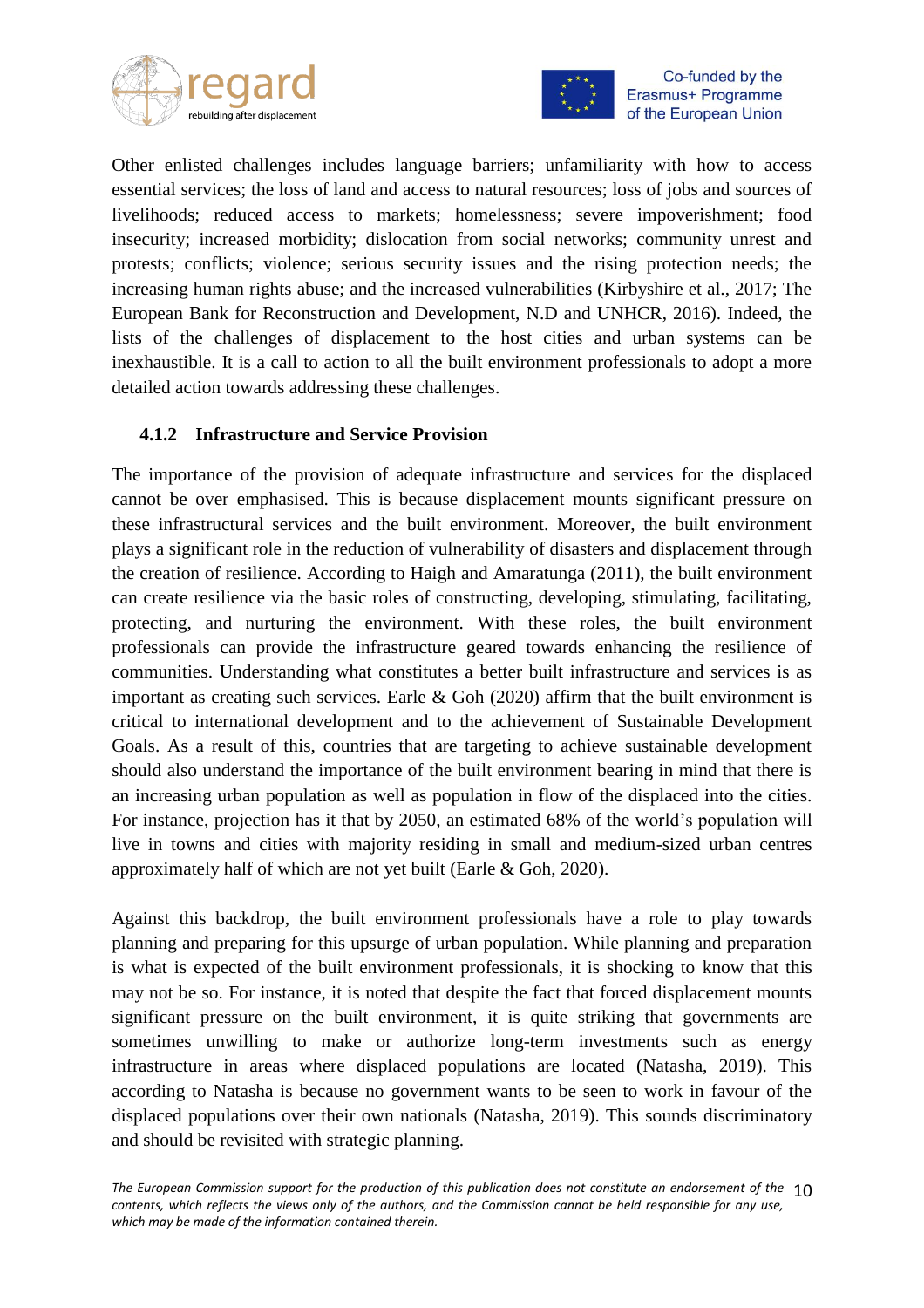Other enlisted challenges includes language barriers; unfamiliarity with how to access essential services; the loss of land and access to natural resources; loss of jobs and sources of livelihoods; reduced access to markets; homelessness; severe impoverishment; food insecurity; increased morbidity; dislocation from social networks; community unrest and protests; conflicts; violence; serious security issues and the rising protection needs; the increasing human rights abuse; and the increased vulnerabilities (Kirbyshire et al., 2017; The European Bank for Reconstruction and Development, N.D and UNHCR, 2016). Indeed, the lists of the challenges of displacement to the host cities and urban systems can be inexhaustible. It is a call to action to all the built environment professionals to adopt a more detailed action towards addressing these challenges.

### 4.1.2 Infrastructure and Service Provision

The importance of the provision of adequate infrastructure and services for the displaced cannot be over emphasised. This is because displacement mounts significant pressure on these infrastructural services and the built environment. Moreover, the built environment plays a significant role in the reduction of vulnerability of disasters and displacement through the creation of resilience. According to Haigh and Amaratunga (2011), the built environment can create resilience via the basic roles of constructing, developing, stimulating, facilitating, protecting, and nurturing the environment. With these roles, the built environment professionals can provide the infrastructure geared towards enhancing the resilience of communities. Understanding what constitutes a better built infrastructure and services is as important as creating such services. Earle & Goh (2020) affirm that the built environment is critical to international development and to the achievement of Sustainable Development Goals. As a result of this, countries that are targeting to achieve sustainable development should also understand the importance of the built environment bearing in mind that there is an increasing urban population as well as population in flow of the displaced into the cities. For instance, projection has it that by 2050, an estimated 68% of the world's population will live in towns and cities with majority residing in small and medium-sized urban centres approximately half of which are not yet built (Earle & Goh, 2020).

Against this backdrop, the built environment professionals have a role to play towards planning and preparing for this upsurge of urban population. While planning and preparation is what is expected of the built environment professionals, it is shocking to know that this may not be so. For instance, it is noted that despite the fact that forced displacement mounts significant pressure on the built environment, it is quite striking that governments are sometimes unwilling to make or authorize long-term investments such as energy infrastructure in areas where displaced populations are located (Natasha, 2019). This according to Natasha is because no government wants to be seen to work in favour of the displaced populations over their own nationals (Natasha, 2019). This sounds discriminatory and should be revisited with strategic planning.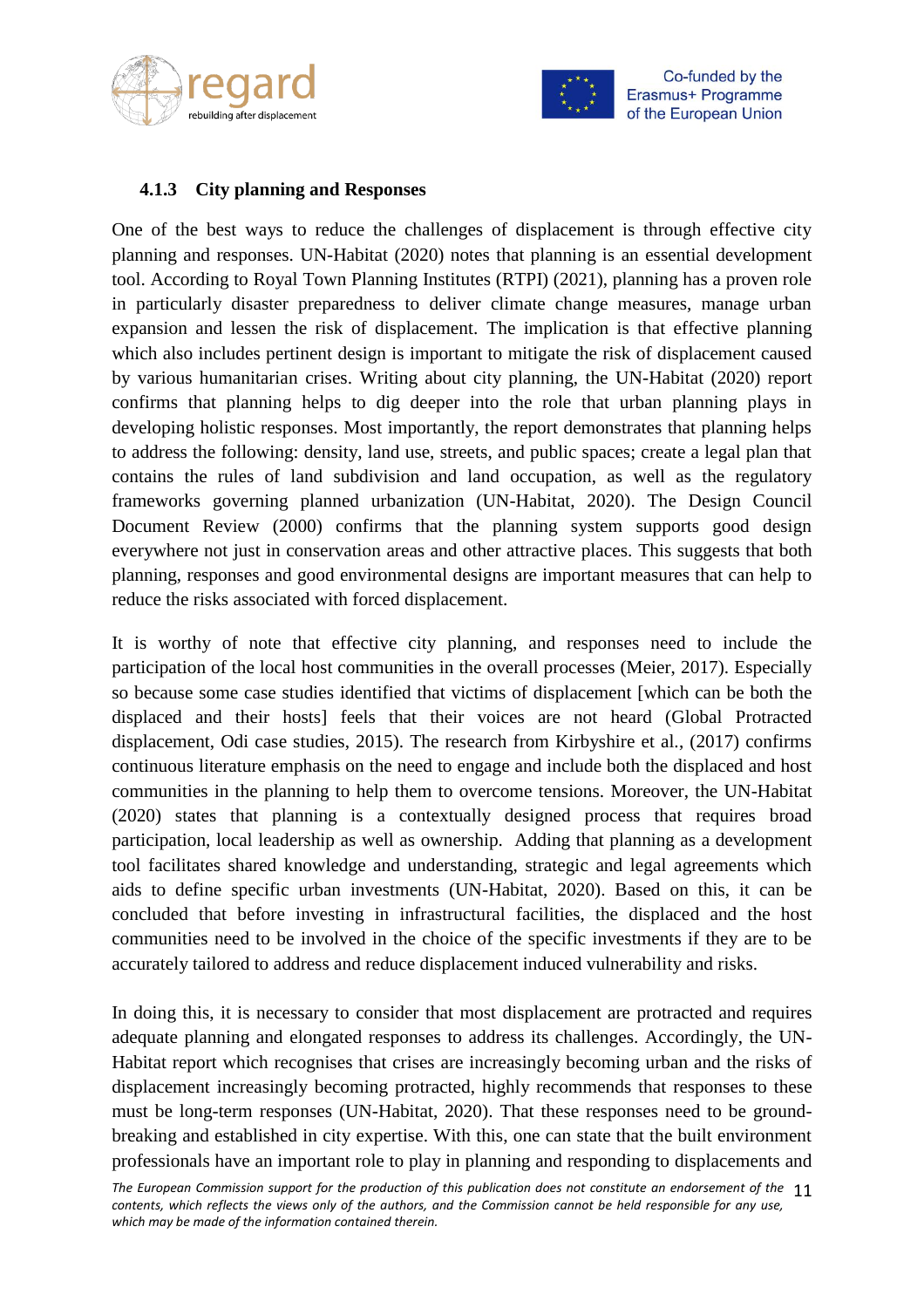### 4.1.3 City planning and Responses

One of the best ways to reduce the challenges of displacement is through effective city planning and responses. UN-Habitat (2020) notes that planning is an essential development tool. According to Royal Town Planning Institutes (RTPI) (2021), planning has a proven role in particularly disaster preparedness to deliver climate change measures, manage urban expansion and lessen the risk of displacement. The implication is that effective planning which also includes pertinent design is important to mitigate the risk of displacement caused by various humanitarian crises. Writing about city planning, the UN-Habitat (2020) report confirms that planning helps to dig deeper into the role that urban planning plays in developing holistic responses. Most importantly, the report demonstrates that planning helps to address the following: density, land use, streets, and public spaces; create a legal plan that contains the rules of land subdivision and land occupation, as well as the regulatory frameworks governing planned urbanization (UN-Habitat, 2020). The Design Council Document Review (2000) confirms that the planning system supports good design everywhere not just in conservation areas and other attractive places. This suggests that both planning, responses and good environmental designs are important measures that can help to reduce the risks associated with forced displacement.

It is worthy of note that effective city planning, and responses need to include the participation of the local host communities in the overall processes (Meier, 2017). Especially so because some case studies identified that victims of displacement [which can be both the displaced and their hosts] feels that their voices are not heard (Global Protracted displacement, Odi case studies, 2015). The research from Kirbyshire et al., (2017) confirms continuous literature emphasis on the need to engage and include both the displaced and host communities in the planning to help them to overcome tensions. Moreover, the UN-Habitat (2020) states that planning is a contextually designed process that requires broad participation, local leadership as well as ownership. Adding that planning as a development tool facilitates shared knowledge and understanding, strategic and legal agreements which aids to define specific urban investments (UN-Habitat, 2020). Based on this, it can be concluded that before investing in infrastructural facilities, the displaced and the host communities need to be involved in the choice of the specific investments if they are to be accurately tailored to address and reduce displacement induced vulnerability and risks.

In doing this, it is necessary to consider that most displacement are protracted and requires adequate planning and elongated responses to address its challenges. Accordingly, the UN-Habitat report which recognises that crises are increasingly becoming urban and the risks of displacement increasingly becoming protracted, highly recommends that responses to these must be long-term responses (UN-Habitat, 2020). That these responses need to be ground-breaking and established in city expertise. With this, one can state that the built environment professionals have an important role to play in planning and responding to displacements and

*The European Commission support for the production of this publication does not constitute an endorsement of the contents, which reflects the views only of the authors, and the Commission cannot be held responsible for any use, which may be made of the information contained therein.*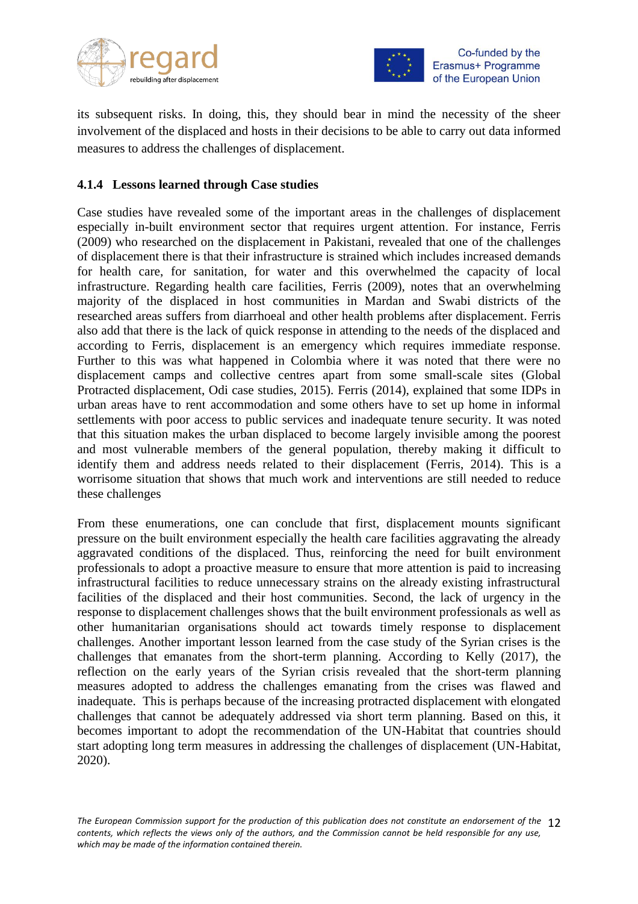its subsequent risks. In doing, this, they should bear in mind the necessity of the sheer involvement of the displaced and hosts in their decisions to be able to carry out data informed measures to address the challenges of displacement.

### 4.1.4 Lessons learned through Case studies

Case studies have revealed some of the important areas in the challenges of displacement especially in-built environment sector that requires urgent attention. For instance, Ferris (2009) who researched on the displacement in Pakistani, revealed that one of the challenges of displacement there is that their infrastructure is strained which includes increased demands for health care, for sanitation, for water and this overwhelmed the capacity of local infrastructure. Regarding health care facilities, Ferris (2009), notes that an overwhelming majority of the displaced in host communities in Mardan and Swabi districts of the researched areas suffers from diarrhoeal and other health problems after displacement. Ferris also add that there is the lack of quick response in attending to the needs of the displaced and according to Ferris, displacement is an emergency which requires immediate response. Further to this was what happened in Colombia where it was noted that there were no displacement camps and collective centres apart from some small-scale sites (Global Protracted displacement, Odi case studies, 2015). Ferris (2014), explained that some IDPs in urban areas have to rent accommodation and some others have to set up home in informal settlements with poor access to public services and inadequate tenure security. It was noted that this situation makes the urban displaced to become largely invisible among the poorest and most vulnerable members of the general population, thereby making it difficult to identify them and address needs related to their displacement (Ferris, 2014). This is a worrisome situation that shows that much work and interventions are still needed to reduce these challenges

From these enumerations, one can conclude that first, displacement mounts significant pressure on the built environment especially the health care facilities aggravating the already aggravated conditions of the displaced. Thus, reinforcing the need for built environment professionals to adopt a proactive measure to ensure that more attention is paid to increasing infrastructural facilities to reduce unnecessary strains on the already existing infrastructural facilities of the displaced and their host communities. Second, the lack of urgency in the response to displacement challenges shows that the built environment professionals as well as other humanitarian organisations should act towards timely response to displacement challenges. Another important lesson learned from the case study of the Syrian crises is the challenges that emanates from the short-term planning. According to Kelly (2017), the reflection on the early years of the Syrian crisis revealed that the short-term planning measures adopted to address the challenges emanating from the crises was flawed and inadequate. This is perhaps because of the increasing protracted displacement with elongated challenges that cannot be adequately addressed via short term planning. Based on this, it becomes important to adopt the recommendation of the UN-Habitat that countries should start adopting long term measures in addressing the challenges of displacement (UN-Habitat, 2020).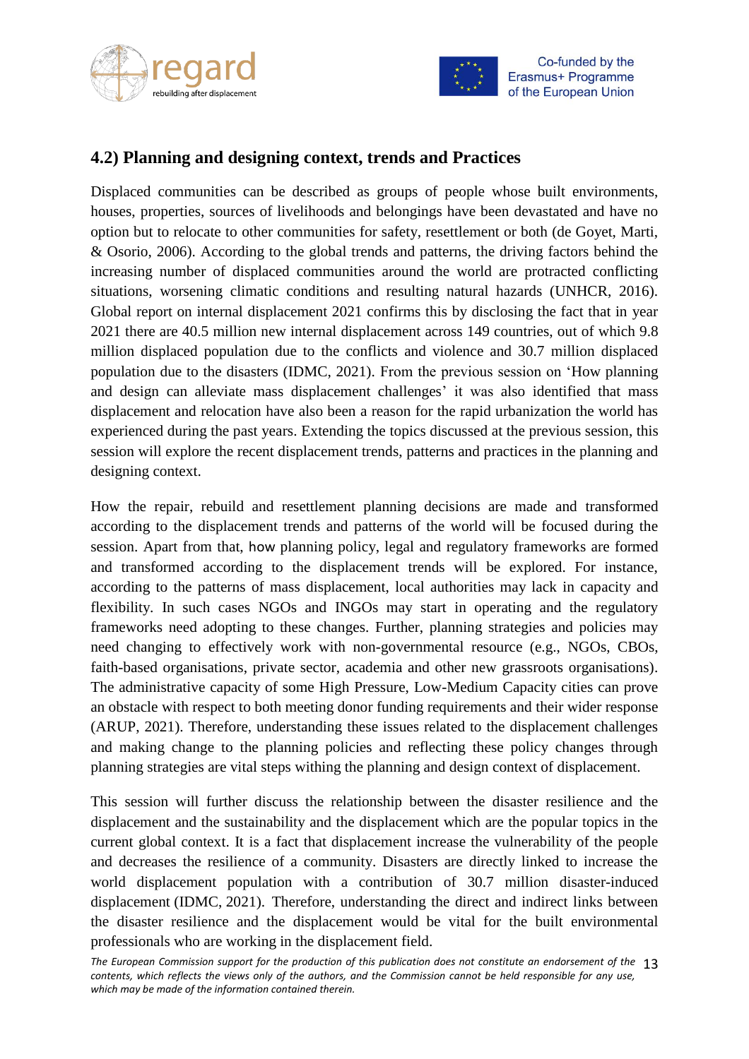## 4.2) Planning and designing context, trends and Practices

Displaced communities can be described as groups of people whose built environments, houses, properties, sources of livelihoods and belongings have been devastated and have no option but to relocate to other communities for safety, resettlement or both (de Goyet, Marti, & Osorio, 2006). According to the global trends and patterns, the driving factors behind the increasing number of displaced communities around the world are protracted conflicting situations, worsening climatic conditions and resulting natural hazards (UNHCR, 2016). Global report on internal displacement 2021 confirms this by disclosing the fact that in year 2021 there are 40.5 million new internal displacement across 149 countries, out of which 9.8 million displaced population due to the conflicts and violence and 30.7 million displaced population due to the disasters (IDMC, 2021). From the previous session on 'How planning and design can alleviate mass displacement challenges' it was also identified that mass displacement and relocation have also been a reason for the rapid urbanization the world has experienced during the past years. Extending the topics discussed at the previous session, this session will explore the recent displacement trends, patterns and practices in the planning and designing context.

How the repair, rebuild and resettlement planning decisions are made and transformed according to the displacement trends and patterns of the world will be focused during the session. Apart from that, how planning policy, legal and regulatory frameworks are formed and transformed according to the displacement trends will be explored. For instance, according to the patterns of mass displacement, local authorities may lack in capacity and flexibility. In such cases NGOs and INGOs may start in operating and the regulatory frameworks need adopting to these changes. Further, planning strategies and policies may need changing to effectively work with non-governmental resource (e.g., NGOs, CBOs, faith-based organisations, private sector, academia and other new grassroots organisations). The administrative capacity of some High Pressure, Low-Medium Capacity cities can prove an obstacle with respect to both meeting donor funding requirements and their wider response (ARUP, 2021). Therefore, understanding these issues related to the displacement challenges and making change to the planning policies and reflecting these policy changes through planning strategies are vital steps withing the planning and design context of displacement.

This session will further discuss the relationship between the disaster resilience and the displacement and the sustainability and the displacement which are the popular topics in the current global context. It is a fact that displacement increase the vulnerability of the people and decreases the resilience of a community. Disasters are directly linked to increase the world displacement population with a contribution of 30.7 million disaster-induced displacement (IDMC, 2021). Therefore, understanding the direct and indirect links between the disaster resilience and the displacement would be vital for the built environmental professionals who are working in the displacement field.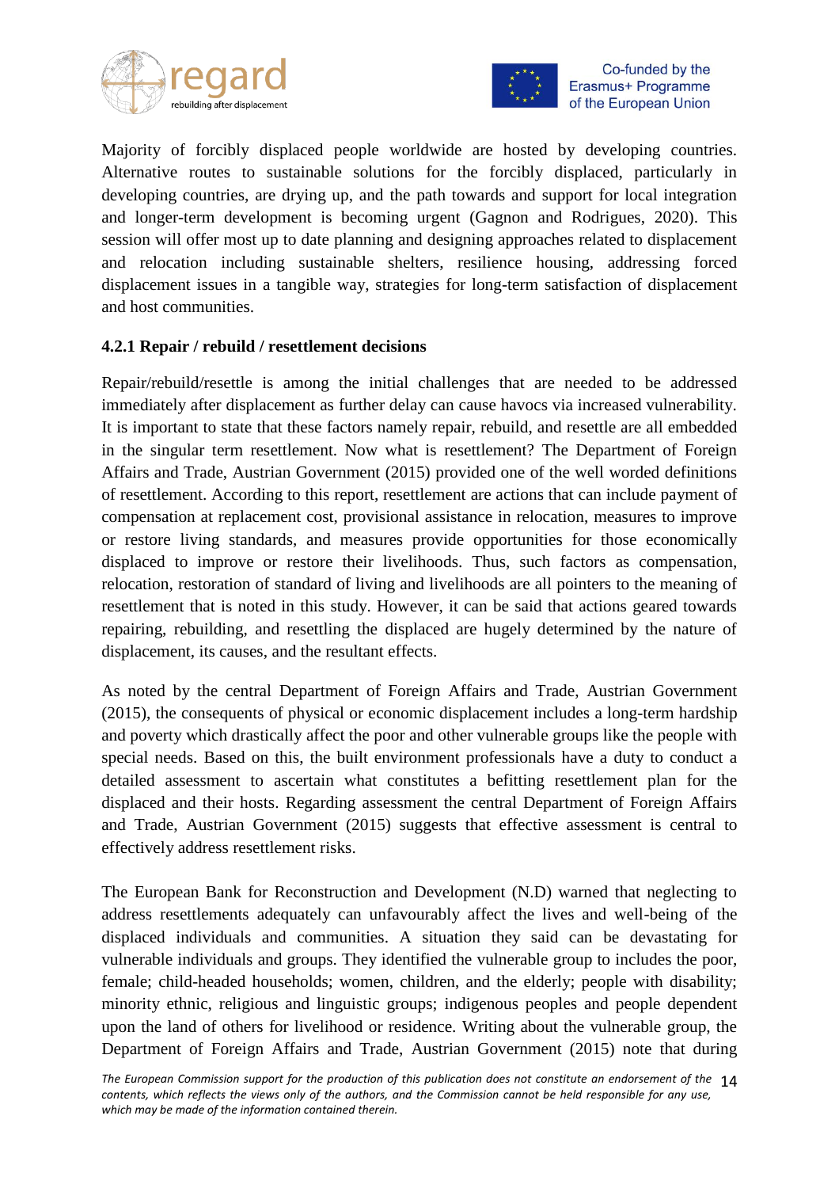Majority of forcibly displaced people worldwide are hosted by developing countries. Alternative routes to sustainable solutions for the forcibly displaced, particularly in developing countries, are drying up, and the path towards and support for local integration and longer-term development is becoming urgent (Gagnon and Rodrigues, 2020). This session will offer most up to date planning and designing approaches related to displacement and relocation including sustainable shelters, resilience housing, addressing forced displacement issues in a tangible way, strategies for long-term satisfaction of displacement and host communities.

### 4.2.1 Repair / rebuild / resettlement decisions

Repair/rebuild/resettle is among the initial challenges that are needed to be addressed immediately after displacement as further delay can cause havocs via increased vulnerability. It is important to state that these factors namely repair, rebuild, and resettle are all embedded in the singular term resettlement. Now what is resettlement? The Department of Foreign Affairs and Trade, Austrian Government (2015) provided one of the well worded definitions of resettlement. According to this report, resettlement are actions that can include payment of compensation at replacement cost, provisional assistance in relocation, measures to improve or restore living standards, and measures provide opportunities for those economically displaced to improve or restore their livelihoods. Thus, such factors as compensation, relocation, restoration of standard of living and livelihoods are all pointers to the meaning of resettlement that is noted in this study. However, it can be said that actions geared towards repairing, rebuilding, and resettling the displaced are hugely determined by the nature of displacement, its causes, and the resultant effects.

As noted by the central Department of Foreign Affairs and Trade, Austrian Government (2015), the consequents of physical or economic displacement includes a long-term hardship and poverty which drastically affect the poor and other vulnerable groups like the people with special needs. Based on this, the built environment professionals have a duty to conduct a detailed assessment to ascertain what constitutes a befitting resettlement plan for the displaced and their hosts. Regarding assessment the central Department of Foreign Affairs and Trade, Austrian Government (2015) suggests that effective assessment is central to effectively address resettlement risks.

The European Bank for Reconstruction and Development (N.D) warned that neglecting to address resettlements adequately can unfavourably affect the lives and well-being of the displaced individuals and communities. A situation they said can be devastating for vulnerable individuals and groups. They identified the vulnerable group to includes the poor, female; child-headed households; women, children, and the elderly; people with disability; minority ethnic, religious and linguistic groups; indigenous peoples and people dependent upon the land of others for livelihood or residence. Writing about the vulnerable group, the Department of Foreign Affairs and Trade, Austrian Government (2015) note that during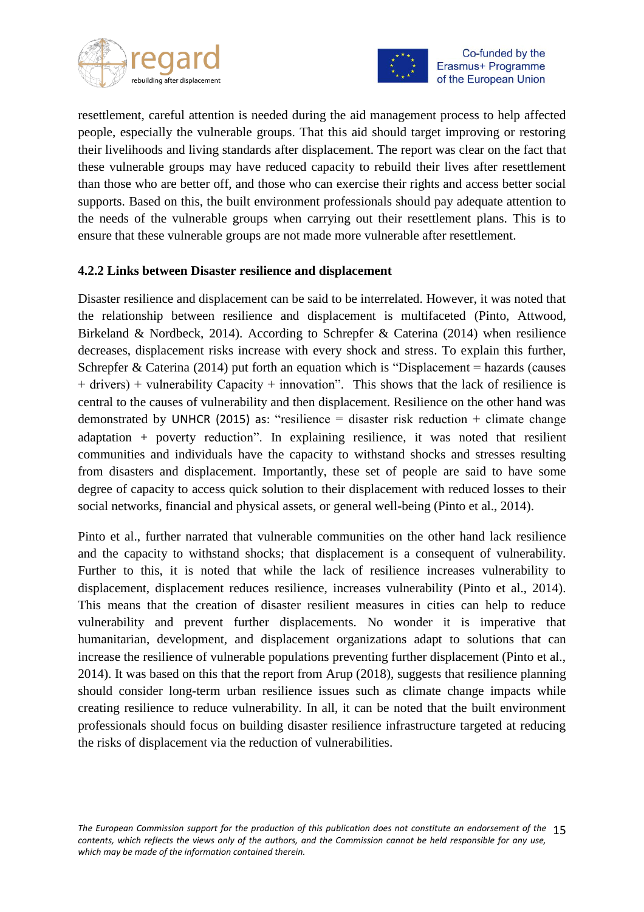resettlement, careful attention is needed during the aid management process to help affected people, especially the vulnerable groups. That this aid should target improving or restoring their livelihoods and living standards after displacement. The report was clear on the fact that these vulnerable groups may have reduced capacity to rebuild their lives after resettlement than those who are better off, and those who can exercise their rights and access better social supports. Based on this, the built environment professionals should pay adequate attention to the needs of the vulnerable groups when carrying out their resettlement plans. This is to ensure that these vulnerable groups are not made more vulnerable after resettlement.

### 4.2.2 Links between Disaster resilience and displacement

Disaster resilience and displacement can be said to be interrelated. However, it was noted that the relationship between resilience and displacement is multifaceted (Pinto, Attwood, Birkeland & Nordbeck, 2014). According to Schrepfer & Caterina (2014) when resilience decreases, displacement risks increase with every shock and stress. To explain this further, Schrepfer & Caterina (2014) put forth an equation which is "Displacement = hazards (causes + drivers) + vulnerability Capacity + innovation". This shows that the lack of resilience is central to the causes of vulnerability and then displacement. Resilience on the other hand was demonstrated by UNHCR (2015) as: "resilience = disaster risk reduction + climate change adaptation + poverty reduction". In explaining resilience, it was noted that resilient communities and individuals have the capacity to withstand shocks and stresses resulting from disasters and displacement. Importantly, these set of people are said to have some degree of capacity to access quick solution to their displacement with reduced losses to their social networks, financial and physical assets, or general well-being (Pinto et al., 2014).

Pinto et al., further narrated that vulnerable communities on the other hand lack resilience and the capacity to withstand shocks; that displacement is a consequent of vulnerability. Further to this, it is noted that while the lack of resilience increases vulnerability to displacement, displacement reduces resilience, increases vulnerability (Pinto et al., 2014). This means that the creation of disaster resilient measures in cities can help to reduce vulnerability and prevent further displacements. No wonder it is imperative that humanitarian, development, and displacement organizations adapt to solutions that can increase the resilience of vulnerable populations preventing further displacement (Pinto et al., 2014). It was based on this that the report from Arup (2018), suggests that resilience planning should consider long-term urban resilience issues such as climate change impacts while creating resilience to reduce vulnerability. In all, it can be noted that the built environment professionals should focus on building disaster resilience infrastructure targeted at reducing the risks of displacement via the reduction of vulnerabilities.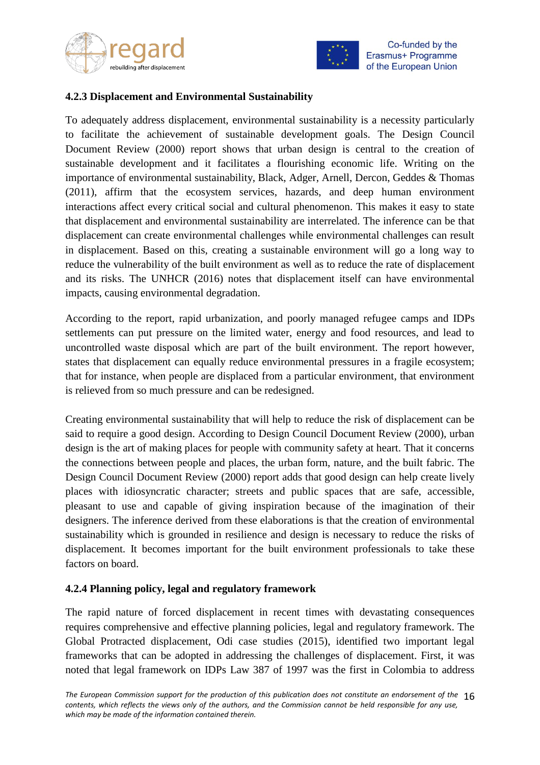### 4.2.3 Displacement and Environmental Sustainability

To adequately address displacement, environmental sustainability is a necessity particularly to facilitate the achievement of sustainable development goals. The Design Council Document Review (2000) report shows that urban design is central to the creation of sustainable development and it facilitates a flourishing economic life. Writing on the importance of environmental sustainability, Black, Adger, Arnell, Dercon, Geddes & Thomas (2011), affirm that the ecosystem services, hazards, and deep human environment interactions affect every critical social and cultural phenomenon. This makes it easy to state that displacement and environmental sustainability are interrelated. The inference can be that displacement can create environmental challenges while environmental challenges can result in displacement. Based on this, creating a sustainable environment will go a long way to reduce the vulnerability of the built environment as well as to reduce the rate of displacement and its risks. The UNHCR (2016) notes that displacement itself can have environmental impacts, causing environmental degradation.

According to the report, rapid urbanization, and poorly managed refugee camps and IDPs settlements can put pressure on the limited water, energy and food resources, and lead to uncontrolled waste disposal which are part of the built environment. The report however, states that displacement can equally reduce environmental pressures in a fragile ecosystem; that for instance, when people are displaced from a particular environment, that environment is relieved from so much pressure and can be redesigned.

Creating environmental sustainability that will help to reduce the risk of displacement can be said to require a good design. According to Design Council Document Review (2000), urban design is the art of making places for people with community safety at heart. That it concerns the connections between people and places, the urban form, nature, and the built fabric. The Design Council Document Review (2000) report adds that good design can help create lively places with idiosyncratic character; streets and public spaces that are safe, accessible, pleasant to use and capable of giving inspiration because of the imagination of their designers. The inference derived from these elaborations is that the creation of environmental sustainability which is grounded in resilience and design is necessary to reduce the risks of displacement. It becomes important for the built environment professionals to take these factors on board.

### 4.2.4 Planning policy, legal and regulatory framework

The rapid nature of forced displacement in recent times with devastating consequences requires comprehensive and effective planning policies, legal and regulatory framework. The Global Protracted displacement, Odi case studies (2015), identified two important legal frameworks that can be adopted in addressing the challenges of displacement. First, it was noted that legal framework on IDPs Law 387 of 1997 was the first in Colombia to address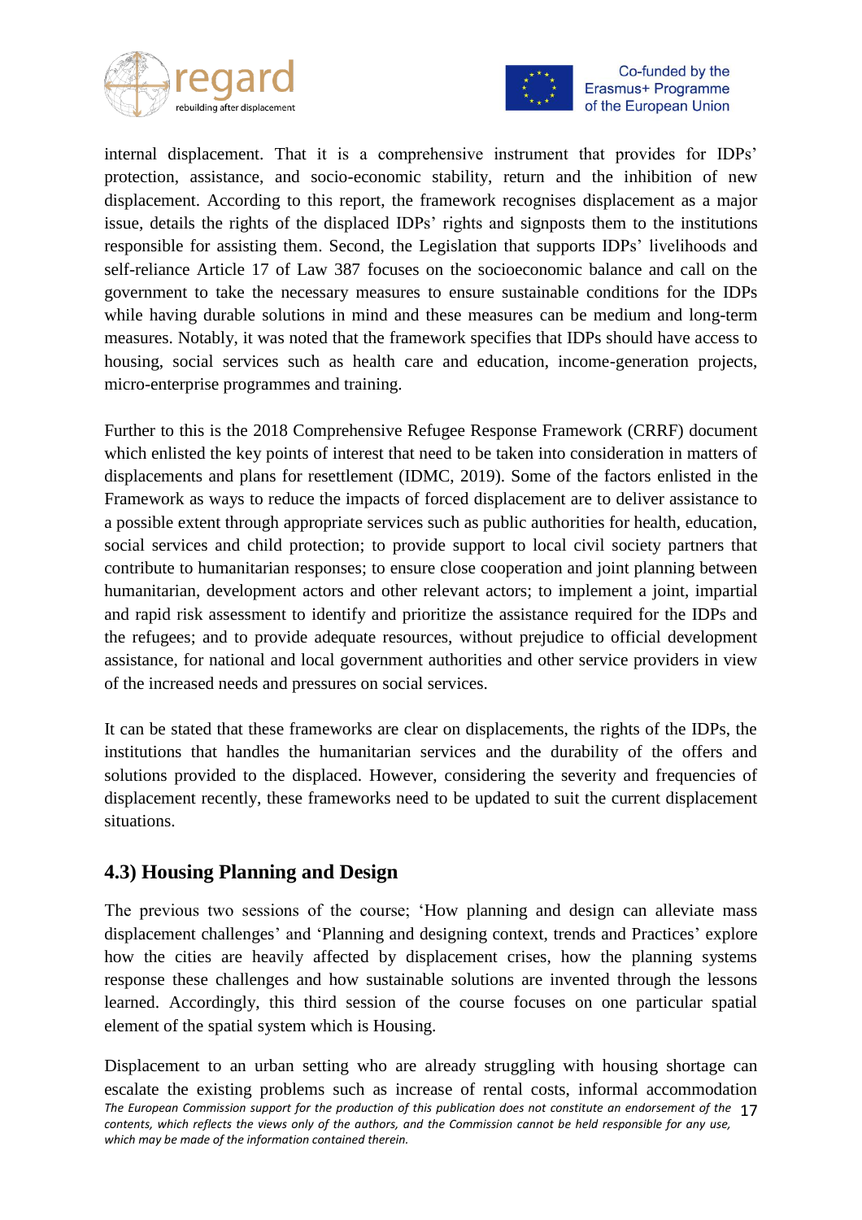internal displacement. That it is a comprehensive instrument that provides for IDPs' protection, assistance, and socio-economic stability, return and the inhibition of new displacement. According to this report, the framework recognises displacement as a major issue, details the rights of the displaced IDPs' rights and signposts them to the institutions responsible for assisting them. Second, the Legislation that supports IDPs' livelihoods and self-reliance Article 17 of Law 387 focuses on the socioeconomic balance and call on the government to take the necessary measures to ensure sustainable conditions for the IDPs while having durable solutions in mind and these measures can be medium and long-term measures. Notably, it was noted that the framework specifies that IDPs should have access to housing, social services such as health care and education, income-generation projects, micro-enterprise programmes and training.

Further to this is the 2018 Comprehensive Refugee Response Framework (CRRF) document which enlisted the key points of interest that need to be taken into consideration in matters of displacements and plans for resettlement (IDMC, 2019). Some of the factors enlisted in the Framework as ways to reduce the impacts of forced displacement are to deliver assistance to a possible extent through appropriate services such as public authorities for health, education, social services and child protection; to provide support to local civil society partners that contribute to humanitarian responses; to ensure close cooperation and joint planning between humanitarian, development actors and other relevant actors; to implement a joint, impartial and rapid risk assessment to identify and prioritize the assistance required for the IDPs and the refugees; and to provide adequate resources, without prejudice to official development assistance, for national and local government authorities and other service providers in view of the increased needs and pressures on social services.

It can be stated that these frameworks are clear on displacements, the rights of the IDPs, the institutions that handles the humanitarian services and the durability of the offers and solutions provided to the displaced. However, considering the severity and frequencies of displacement recently, these frameworks need to be updated to suit the current displacement situations.

## 4.3) Housing Planning and Design

The previous two sessions of the course; 'How planning and design can alleviate mass displacement challenges' and 'Planning and designing context, trends and Practices' explore how the cities are heavily affected by displacement crises, how the planning systems response these challenges and how sustainable solutions are invented through the lessons learned. Accordingly, this third session of the course focuses on one particular spatial element of the spatial system which is Housing.

Displacement to an urban setting who are already struggling with housing shortage can escalate the existing problems such as increase of rental costs, informal accommodation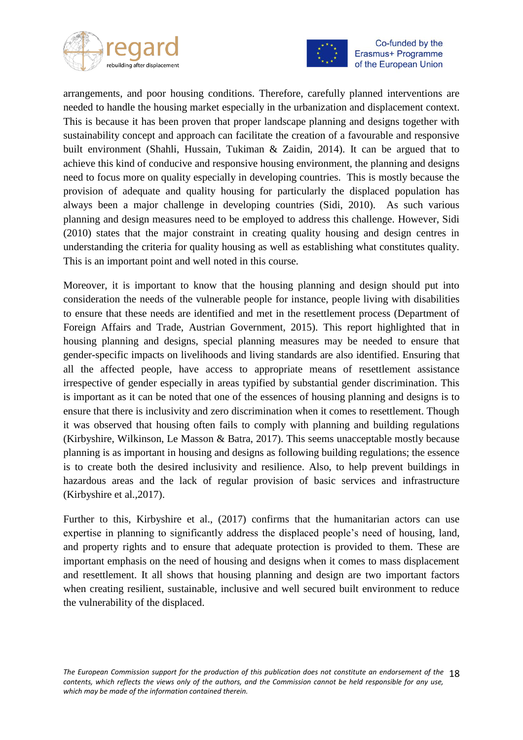arrangements, and poor housing conditions. Therefore, carefully planned interventions are needed to handle the housing market especially in the urbanization and displacement context. This is because it has been proven that proper landscape planning and designs together with sustainability concept and approach can facilitate the creation of a favourable and responsive built environment (Shahli, Hussain, Tukiman & Zaidin, 2014). It can be argued that to achieve this kind of conducive and responsive housing environment, the planning and designs need to focus more on quality especially in developing countries. This is mostly because the provision of adequate and quality housing for particularly the displaced population has always been a major challenge in developing countries (Sidi, 2010). As such various planning and design measures need to be employed to address this challenge. However, Sidi (2010) states that the major constraint in creating quality housing and design centres in understanding the criteria for quality housing as well as establishing what constitutes quality. This is an important point and well noted in this course.

Moreover, it is important to know that the housing planning and design should put into consideration the needs of the vulnerable people for instance, people living with disabilities to ensure that these needs are identified and met in the resettlement process (Department of Foreign Affairs and Trade, Austrian Government, 2015). This report highlighted that in housing planning and designs, special planning measures may be needed to ensure that gender-specific impacts on livelihoods and living standards are also identified. Ensuring that all the affected people, have access to appropriate means of resettlement assistance irrespective of gender especially in areas typified by substantial gender discrimination. This is important as it can be noted that one of the essences of housing planning and designs is to ensure that there is inclusivity and zero discrimination when it comes to resettlement. Though it was observed that housing often fails to comply with planning and building regulations (Kirbyshire, Wilkinson, Le Masson & Batra, 2017). This seems unacceptable mostly because planning is as important in housing and designs as following building regulations; the essence is to create both the desired inclusivity and resilience. Also, to help prevent buildings in hazardous areas and the lack of regular provision of basic services and infrastructure (Kirbyshire et al.,2017).

Further to this, Kirbyshire et al., (2017) confirms that the humanitarian actors can use expertise in planning to significantly address the displaced people's need of housing, land, and property rights and to ensure that adequate protection is provided to them. These are important emphasis on the need of housing and designs when it comes to mass displacement and resettlement. It all shows that housing planning and design are two important factors when creating resilient, sustainable, inclusive and well secured built environment to reduce the vulnerability of the displaced.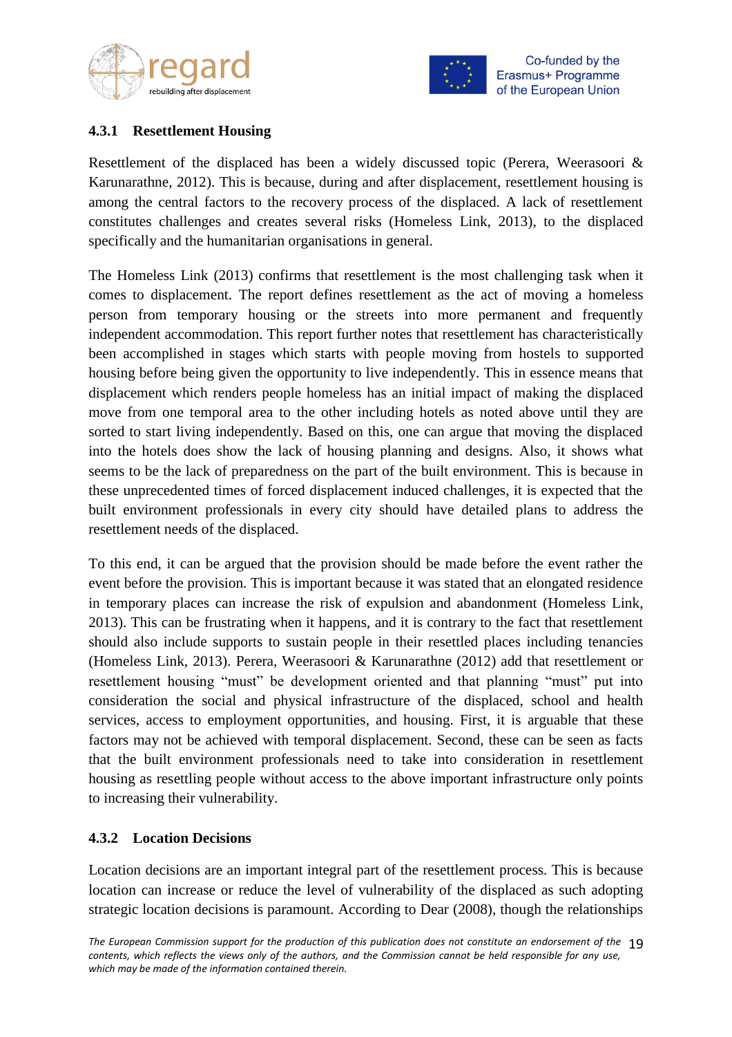### 4.3.1 Resettlement Housing

Resettlement of the displaced has been a widely discussed topic (Perera, Weerasoori & Karunarathne, 2012). This is because, during and after displacement, resettlement housing is among the central factors to the recovery process of the displaced. A lack of resettlement constitutes challenges and creates several risks (Homeless Link, 2013), to the displaced specifically and the humanitarian organisations in general.

The Homeless Link (2013) confirms that resettlement is the most challenging task when it comes to displacement. The report defines resettlement as the act of moving a homeless person from temporary housing or the streets into more permanent and frequently independent accommodation. This report further notes that resettlement has characteristically been accomplished in stages which starts with people moving from hostels to supported housing before being given the opportunity to live independently. This in essence means that displacement which renders people homeless has an initial impact of making the displaced move from one temporal area to the other including hotels as noted above until they are sorted to start living independently. Based on this, one can argue that moving the displaced into the hotels does show the lack of housing planning and designs. Also, it shows what seems to be the lack of preparedness on the part of the built environment. This is because in these unprecedented times of forced displacement induced challenges, it is expected that the built environment professionals in every city should have detailed plans to address the resettlement needs of the displaced.

To this end, it can be argued that the provision should be made before the event rather the event before the provision. This is important because it was stated that an elongated residence in temporary places can increase the risk of expulsion and abandonment (Homeless Link, 2013). This can be frustrating when it happens, and it is contrary to the fact that resettlement should also include supports to sustain people in their resettled places including tenancies (Homeless Link, 2013). Perera, Weerasoori & Karunarathne (2012) add that resettlement or resettlement housing "must" be development oriented and that planning "must" put into consideration the social and physical infrastructure of the displaced, school and health services, access to employment opportunities, and housing. First, it is arguable that these factors may not be achieved with temporal displacement. Second, these can be seen as facts that the built environment professionals need to take into consideration in resettlement housing as resettling people without access to the above important infrastructure only points to increasing their vulnerability.

### 4.3.2 Location Decisions

Location decisions are an important integral part of the resettlement process. This is because location can increase or reduce the level of vulnerability of the displaced as such adopting strategic location decisions is paramount. According to Dear (2008), though the relationships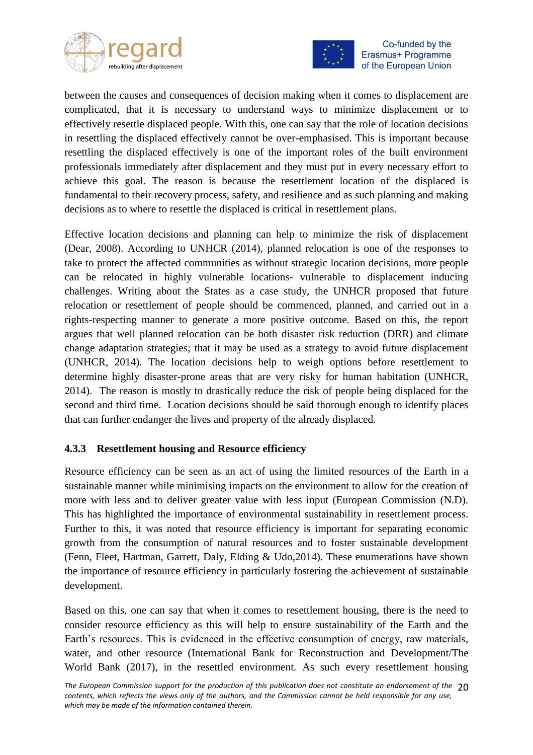between the causes and consequences of decision making when it comes to displacement are complicated, that it is necessary to understand ways to minimize displacement or to effectively resettle displaced people. With this, one can say that the role of location decisions in resettling the displaced effectively cannot be over-emphasised. This is important because resettling the displaced effectively is one of the important roles of the built environment professionals immediately after displacement and they must put in every necessary effort to achieve this goal. The reason is because the resettlement location of the displaced is fundamental to their recovery process, safety, and resilience and as such planning and making decisions as to where to resettle the displaced is critical in resettlement plans.

Effective location decisions and planning can help to minimize the risk of displacement (Dear, 2008). According to UNHCR (2014), planned relocation is one of the responses to take to protect the affected communities as without strategic location decisions, more people can be relocated in highly vulnerable locations- vulnerable to displacement inducing challenges. Writing about the States as a case study, the UNHCR proposed that future relocation or resettlement of people should be commenced, planned, and carried out in a rights-respecting manner to generate a more positive outcome. Based on this, the report argues that well planned relocation can be both disaster risk reduction (DRR) and climate change adaptation strategies; that it may be used as a strategy to avoid future displacement (UNHCR, 2014). The location decisions help to weigh options before resettlement to determine highly disaster-prone areas that are very risky for human habitation (UNHCR, 2014). The reason is mostly to drastically reduce the risk of people being displaced for the second and third time. Location decisions should be said thorough enough to identify places that can further endanger the lives and property of the already displaced.

### 4.3.3 Resettlement housing and Resource efficiency

Resource efficiency can be seen as an act of using the limited resources of the Earth in a sustainable manner while minimising impacts on the environment to allow for the creation of more with less and to deliver greater value with less input (European Commission (N.D). This has highlighted the importance of environmental sustainability in resettlement process. Further to this, it was noted that resource efficiency is important for separating economic growth from the consumption of natural resources and to foster sustainable development (Fenn, Fleet, Hartman, Garrett, Daly, Elding & Udo,2014). These enumerations have shown the importance of resource efficiency in particularly fostering the achievement of sustainable development.

Based on this, one can say that when it comes to resettlement housing, there is the need to consider resource efficiency as this will help to ensure sustainability of the Earth and the Earth's resources. This is evidenced in the effective consumption of energy, raw materials, water, and other resource (International Bank for Reconstruction and Development/The World Bank (2017), in the resettled environment. As such every resettlement housing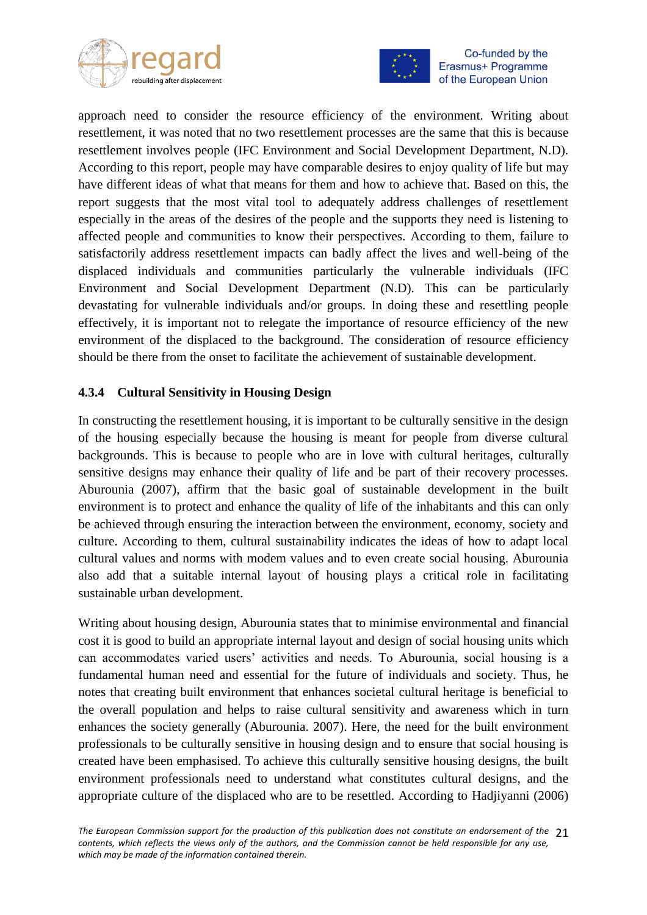approach need to consider the resource efficiency of the environment. Writing about resettlement, it was noted that no two resettlement processes are the same that this is because resettlement involves people (IFC Environment and Social Development Department, N.D). According to this report, people may have comparable desires to enjoy quality of life but may have different ideas of what that means for them and how to achieve that. Based on this, the report suggests that the most vital tool to adequately address challenges of resettlement especially in the areas of the desires of the people and the supports they need is listening to affected people and communities to know their perspectives. According to them, failure to satisfactorily address resettlement impacts can badly affect the lives and well-being of the displaced individuals and communities particularly the vulnerable individuals (IFC Environment and Social Development Department (N.D). This can be particularly devastating for vulnerable individuals and/or groups. In doing these and resettling people effectively, it is important not to relegate the importance of resource efficiency of the new environment of the displaced to the background. The consideration of resource efficiency should be there from the onset to facilitate the achievement of sustainable development.

### 4.3.4 Cultural Sensitivity in Housing Design

In constructing the resettlement housing, it is important to be culturally sensitive in the design of the housing especially because the housing is meant for people from diverse cultural backgrounds. This is because to people who are in love with cultural heritages, culturally sensitive designs may enhance their quality of life and be part of their recovery processes. Aburounia (2007), affirm that the basic goal of sustainable development in the built environment is to protect and enhance the quality of life of the inhabitants and this can only be achieved through ensuring the interaction between the environment, economy, society and culture. According to them, cultural sustainability indicates the ideas of how to adapt local cultural values and norms with modem values and to even create social housing. Aburounia also add that a suitable internal layout of housing plays a critical role in facilitating sustainable urban development.

Writing about housing design, Aburounia states that to minimise environmental and financial cost it is good to build an appropriate internal layout and design of social housing units which can accommodates varied users' activities and needs. To Aburounia, social housing is a fundamental human need and essential for the future of individuals and society. Thus, he notes that creating built environment that enhances societal cultural heritage is beneficial to the overall population and helps to raise cultural sensitivity and awareness which in turn enhances the society generally (Aburounia. 2007). Here, the need for the built environment professionals to be culturally sensitive in housing design and to ensure that social housing is created have been emphasised. To achieve this culturally sensitive housing designs, the built environment professionals need to understand what constitutes cultural designs, and the appropriate culture of the displaced who are to be resettled. According to Hadjiyanni (2006)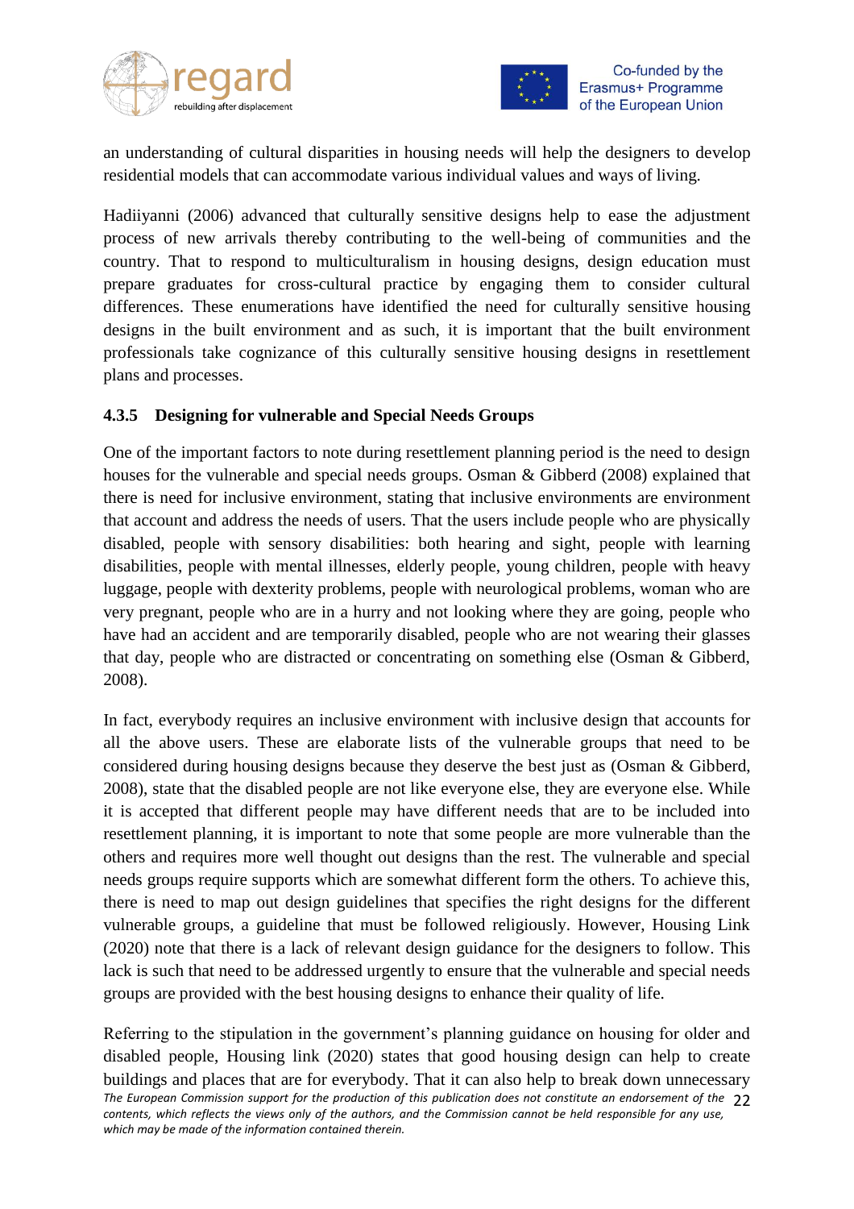an understanding of cultural disparities in housing needs will help the designers to develop residential models that can accommodate various individual values and ways of living.

Hadiiyanni (2006) advanced that culturally sensitive designs help to ease the adjustment process of new arrivals thereby contributing to the well-being of communities and the country. That to respond to multiculturalism in housing designs, design education must prepare graduates for cross-cultural practice by engaging them to consider cultural differences. These enumerations have identified the need for culturally sensitive housing designs in the built environment and as such, it is important that the built environment professionals take cognizance of this culturally sensitive housing designs in resettlement plans and processes.

### 4.3.5 Designing for vulnerable and Special Needs Groups

One of the important factors to note during resettlement planning period is the need to design houses for the vulnerable and special needs groups. Osman & Gibberd (2008) explained that there is need for inclusive environment, stating that inclusive environments are environment that account and address the needs of users. That the users include people who are physically disabled, people with sensory disabilities: both hearing and sight, people with learning disabilities, people with mental illnesses, elderly people, young children, people with heavy luggage, people with dexterity problems, people with neurological problems, woman who are very pregnant, people who are in a hurry and not looking where they are going, people who have had an accident and are temporarily disabled, people who are not wearing their glasses that day, people who are distracted or concentrating on something else (Osman & Gibberd, 2008).

In fact, everybody requires an inclusive environment with inclusive design that accounts for all the above users. These are elaborate lists of the vulnerable groups that need to be considered during housing designs because they deserve the best just as (Osman & Gibberd, 2008), state that the disabled people are not like everyone else, they are everyone else. While it is accepted that different people may have different needs that are to be included into resettlement planning, it is important to note that some people are more vulnerable than the others and requires more well thought out designs than the rest. The vulnerable and special needs groups require supports which are somewhat different form the others. To achieve this, there is need to map out design guidelines that specifies the right designs for the different vulnerable groups, a guideline that must be followed religiously. However, Housing Link (2020) note that there is a lack of relevant design guidance for the designers to follow. This lack is such that need to be addressed urgently to ensure that the vulnerable and special needs groups are provided with the best housing designs to enhance their quality of life.

Referring to the stipulation in the government's planning guidance on housing for older and disabled people, Housing link (2020) states that good housing design can help to create buildings and places that are for everybody. That it can also help to break down unnecessary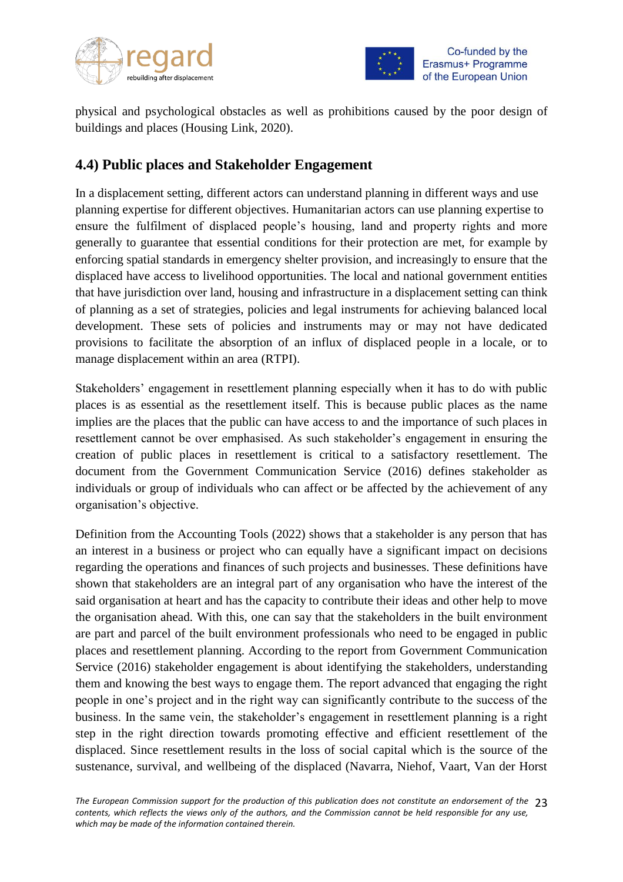physical and psychological obstacles as well as prohibitions caused by the poor design of buildings and places (Housing Link, 2020).

## 4.4) Public places and Stakeholder Engagement

In a displacement setting, different actors can understand planning in different ways and use planning expertise for different objectives. Humanitarian actors can use planning expertise to ensure the fulfilment of displaced people's housing, land and property rights and more generally to guarantee that essential conditions for their protection are met, for example by enforcing spatial standards in emergency shelter provision, and increasingly to ensure that the displaced have access to livelihood opportunities. The local and national government entities that have jurisdiction over land, housing and infrastructure in a displacement setting can think of planning as a set of strategies, policies and legal instruments for achieving balanced local development. These sets of policies and instruments may or may not have dedicated provisions to facilitate the absorption of an influx of displaced people in a locale, or to manage displacement within an area (RTPI).

Stakeholders' engagement in resettlement planning especially when it has to do with public places is as essential as the resettlement itself. This is because public places as the name implies are the places that the public can have access to and the importance of such places in resettlement cannot be over emphasised. As such stakeholder's engagement in ensuring the creation of public places in resettlement is critical to a satisfactory resettlement. The document from the Government Communication Service (2016) defines stakeholder as individuals or group of individuals who can affect or be affected by the achievement of any organisation's objective.

Definition from the Accounting Tools (2022) shows that a stakeholder is any person that has an interest in a business or project who can equally have a significant impact on decisions regarding the operations and finances of such projects and businesses. These definitions have shown that stakeholders are an integral part of any organisation who have the interest of the said organisation at heart and has the capacity to contribute their ideas and other help to move the organisation ahead. With this, one can say that the stakeholders in the built environment are part and parcel of the built environment professionals who need to be engaged in public places and resettlement planning. According to the report from Government Communication Service (2016) stakeholder engagement is about identifying the stakeholders, understanding them and knowing the best ways to engage them. The report advanced that engaging the right people in one's project and in the right way can significantly contribute to the success of the business. In the same vein, the stakeholder's engagement in resettlement planning is a right step in the right direction towards promoting effective and efficient resettlement of the displaced. Since resettlement results in the loss of social capital which is the source of the sustenance, survival, and wellbeing of the displaced (Navarra, Niehof, Vaart, Van der Horst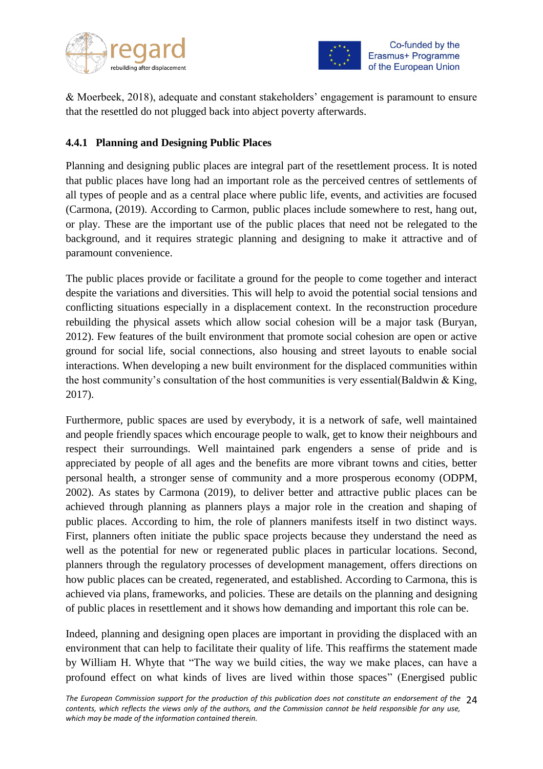& Moerbeek, 2018), adequate and constant stakeholders' engagement is paramount to ensure that the resettled do not plugged back into abject poverty afterwards.

### 4.4.1 Planning and Designing Public Places

Planning and designing public places are integral part of the resettlement process. It is noted that public places have long had an important role as the perceived centres of settlements of all types of people and as a central place where public life, events, and activities are focused (Carmona, (2019). According to Carmon, public places include somewhere to rest, hang out, or play. These are the important use of the public places that need not be relegated to the background, and it requires strategic planning and designing to make it attractive and of paramount convenience.

The public places provide or facilitate a ground for the people to come together and interact despite the variations and diversities. This will help to avoid the potential social tensions and conflicting situations especially in a displacement context. In the reconstruction procedure rebuilding the physical assets which allow social cohesion will be a major task (Buryan, 2012). Few features of the built environment that promote social cohesion are open or active ground for social life, social connections, also housing and street layouts to enable social interactions. When developing a new built environment for the displaced communities within the host community's consultation of the host communities is very essential(Baldwin & King, 2017).

Furthermore, public spaces are used by everybody, it is a network of safe, well maintained and people friendly spaces which encourage people to walk, get to know their neighbours and respect their surroundings. Well maintained park engenders a sense of pride and is appreciated by people of all ages and the benefits are more vibrant towns and cities, better personal health, a stronger sense of community and a more prosperous economy (ODPM, 2002). As states by Carmona (2019), to deliver better and attractive public places can be achieved through planning as planners plays a major role in the creation and shaping of public places. According to him, the role of planners manifests itself in two distinct ways. First, planners often initiate the public space projects because they understand the need as well as the potential for new or regenerated public places in particular locations. Second, planners through the regulatory processes of development management, offers directions on how public places can be created, regenerated, and established. According to Carmona, this is achieved via plans, frameworks, and policies. These are details on the planning and designing of public places in resettlement and it shows how demanding and important this role can be.

Indeed, planning and designing open places are important in providing the displaced with an environment that can help to facilitate their quality of life. This reaffirms the statement made by William H. Whyte that "The way we build cities, the way we make places, can have a profound effect on what kinds of lives are lived within those spaces" (Energised public

*The European Commission support for the production of this publication does not constitute an endorsement of the contents, which reflects the views only of the authors, and the Commission cannot be held responsible for any use, which may be made of the information contained therein.*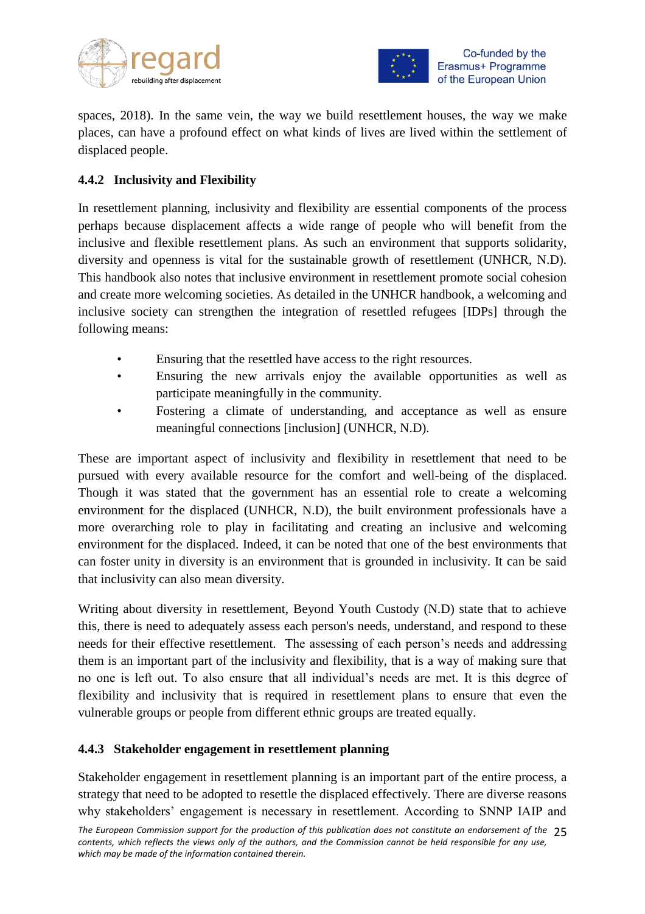spaces, 2018). In the same vein, the way we build resettlement houses, the way we make places, can have a profound effect on what kinds of lives are lived within the settlement of displaced people.

### 4.4.2 Inclusivity and Flexibility

In resettlement planning, inclusivity and flexibility are essential components of the process perhaps because displacement affects a wide range of people who will benefit from the inclusive and flexible resettlement plans. As such an environment that supports solidarity, diversity and openness is vital for the sustainable growth of resettlement (UNHCR, N.D). This handbook also notes that inclusive environment in resettlement promote social cohesion and create more welcoming societies. As detailed in the UNHCR handbook, a welcoming and inclusive society can strengthen the integration of resettled refugees [IDPs] through the following means:

- Ensuring that the resettled have access to the right resources.
- Ensuring the new arrivals enjoy the available opportunities as well as participate meaningfully in the community.
- Fostering a climate of understanding, and acceptance as well as ensure meaningful connections [inclusion] (UNHCR, N.D).

These are important aspect of inclusivity and flexibility in resettlement that need to be pursued with every available resource for the comfort and well-being of the displaced. Though it was stated that the government has an essential role to create a welcoming environment for the displaced (UNHCR, N.D), the built environment professionals have a more overarching role to play in facilitating and creating an inclusive and welcoming environment for the displaced. Indeed, it can be noted that one of the best environments that can foster unity in diversity is an environment that is grounded in inclusivity. It can be said that inclusivity can also mean diversity.

Writing about diversity in resettlement, Beyond Youth Custody (N.D) state that to achieve this, there is need to adequately assess each person's needs, understand, and respond to these needs for their effective resettlement. The assessing of each person's needs and addressing them is an important part of the inclusivity and flexibility, that is a way of making sure that no one is left out. To also ensure that all individual's needs are met. It is this degree of flexibility and inclusivity that is required in resettlement plans to ensure that even the vulnerable groups or people from different ethnic groups are treated equally.

### 4.4.3 Stakeholder engagement in resettlement planning

Stakeholder engagement in resettlement planning is an important part of the entire process, a strategy that need to be adopted to resettle the displaced effectively. There are diverse reasons why stakeholders' engagement is necessary in resettlement. According to SNNP IAIP and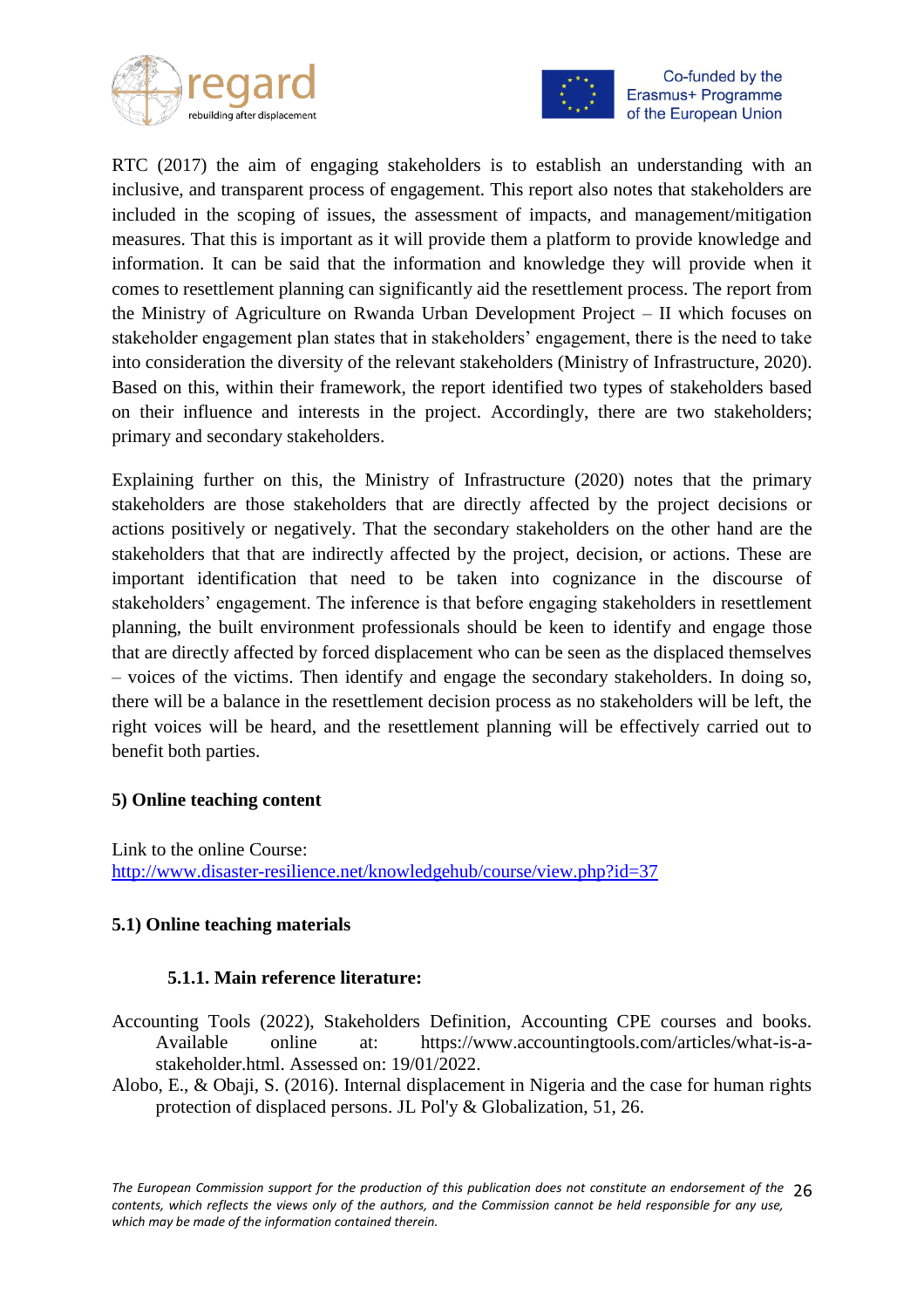RTC (2017) the aim of engaging stakeholders is to establish an understanding with an inclusive, and transparent process of engagement. This report also notes that stakeholders are included in the scoping of issues, the assessment of impacts, and management/mitigation measures. That this is important as it will provide them a platform to provide knowledge and information. It can be said that the information and knowledge they will provide when it comes to resettlement planning can significantly aid the resettlement process. The report from the Ministry of Agriculture on Rwanda Urban Development Project – II which focuses on stakeholder engagement plan states that in stakeholders' engagement, there is the need to take into consideration the diversity of the relevant stakeholders (Ministry of Infrastructure, 2020). Based on this, within their framework, the report identified two types of stakeholders based on their influence and interests in the project. Accordingly, there are two stakeholders; primary and secondary stakeholders.

Explaining further on this, the Ministry of Infrastructure (2020) notes that the primary stakeholders are those stakeholders that are directly affected by the project decisions or actions positively or negatively. That the secondary stakeholders on the other hand are the stakeholders that that are indirectly affected by the project, decision, or actions. These are important identification that need to be taken into cognizance in the discourse of stakeholders' engagement. The inference is that before engaging stakeholders in resettlement planning, the built environment professionals should be keen to identify and engage those that are directly affected by forced displacement who can be seen as the displaced themselves – voices of the victims. Then identify and engage the secondary stakeholders. In doing so, there will be a balance in the resettlement decision process as no stakeholders will be left, the right voices will be heard, and the resettlement planning will be effectively carried out to benefit both parties.

## 5) Online teaching content

Link to the online Course:
[http://www.disaster-resilience.net/knowledgehub/course/view.php?id=37](http://www.disaster-resilience.net/knowledgehub/course/view.php?id=37)

### 5.1) Online teaching materials

#### 5.1.1. Main reference literature:

Accounting Tools (2022), Stakeholders Definition, Accounting CPE courses and books. Available online at: https://www.accountingtools.com/articles/what-is-a-stakeholder.html. Assessed on: 19/01/2022.

Alobo, E., & Obaji, S. (2016). Internal displacement in Nigeria and the case for human rights protection of displaced persons. JL Pol'y & Globalization, 51, 26.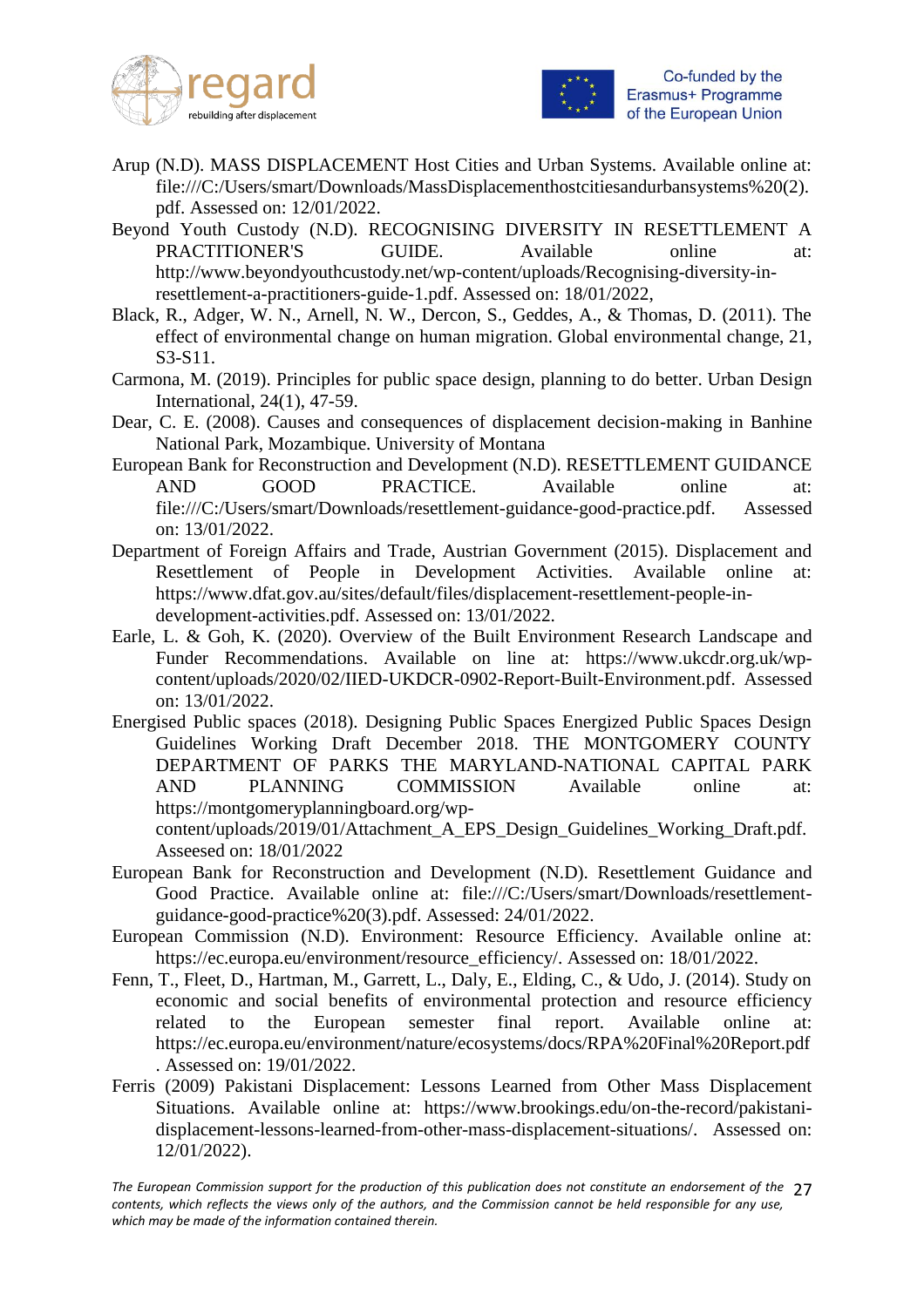Arup (N.D). MASS DISPLACEMENT Host Cities and Urban Systems. Available online at: file:///C:/Users/smart/Downloads/MassDisplacementhostcitiesandurbansystems%20(2).pdf. Assessed on: 12/01/2022.

Beyond Youth Custody (N.D). RECOGNISING DIVERSITY IN RESETTLEMENT A PRACTITIONER'S GUIDE. Available online at: http://www.beyondyouthcustody.net/wp-content/uploads/Recognising-diversity-in-resettlement-a-practitioners-guide-1.pdf. Assessed on: 18/01/2022,

Black, R., Adger, W. N., Arnell, N. W., Dercon, S., Geddes, A., & Thomas, D. (2011). The effect of environmental change on human migration. Global environmental change, 21, S3-S11.

Carmona, M. (2019). Principles for public space design, planning to do better. Urban Design International, 24(1), 47-59.

Dear, C. E. (2008). Causes and consequences of displacement decision-making in Banhine National Park, Mozambique. University of Montana

European Bank for Reconstruction and Development (N.D). RESETTLEMENT GUIDANCE AND GOOD PRACTICE. Available online at: file:///C:/Users/smart/Downloads/resettlement-guidance-good-practice.pdf. Assessed on: 13/01/2022.

Department of Foreign Affairs and Trade, Austrian Government (2015). Displacement and Resettlement of People in Development Activities. Available online at: https://www.dfat.gov.au/sites/default/files/displacement-resettlement-people-in-development-activities.pdf. Assessed on: 13/01/2022.

Earle, L. & Goh, K. (2020). Overview of the Built Environment Research Landscape and Funder Recommendations. Available on line at: https://www.ukcdr.org.uk/wp-content/uploads/2020/02/IIED-UKDCR-0902-Report-Built-Environment.pdf. Assessed on: 13/01/2022.

Energised Public spaces (2018). Designing Public Spaces Energized Public Spaces Design Guidelines Working Draft December 2018. THE MONTGOMERY COUNTY DEPARTMENT OF PARKS THE MARYLAND-NATIONAL CAPITAL PARK AND PLANNING COMMISSION Available online at: https://montgomeryplanningboard.org/wp-content/uploads/2019/01/Attachment_A_EPS_Design_Guidelines_Working_Draft.pdf. Asseesed on: 18/01/2022

European Bank for Reconstruction and Development (N.D). Resettlement Guidance and Good Practice. Available online at: file:///C:/Users/smart/Downloads/resettlement-guidance-good-practice%20(3).pdf. Assessed: 24/01/2022.

European Commission (N.D). Environment: Resource Efficiency. Available online at: https://ec.europa.eu/environment/resource_efficiency/. Assessed on: 18/01/2022.

Fenn, T., Fleet, D., Hartman, M., Garrett, L., Daly, E., Elding, C., & Udo, J. (2014). Study on economic and social benefits of environmental protection and resource efficiency related to the European semester final report. Available online at: https://ec.europa.eu/environment/nature/ecosystems/docs/RPA%20Final%20Report.pdf. Assessed on: 19/01/2022.

Ferris (2009) Pakistani Displacement: Lessons Learned from Other Mass Displacement Situations. Available online at: https://www.brookings.edu/on-the-record/pakistani-displacement-lessons-learned-from-other-mass-displacement-situations/. Assessed on: 12/01/2022).

*The European Commission support for the production of this publication does not constitute an endorsement of the contents, which reflects the views only of the authors, and the Commission cannot be held responsible for any use, which may be made of the information contained therein.*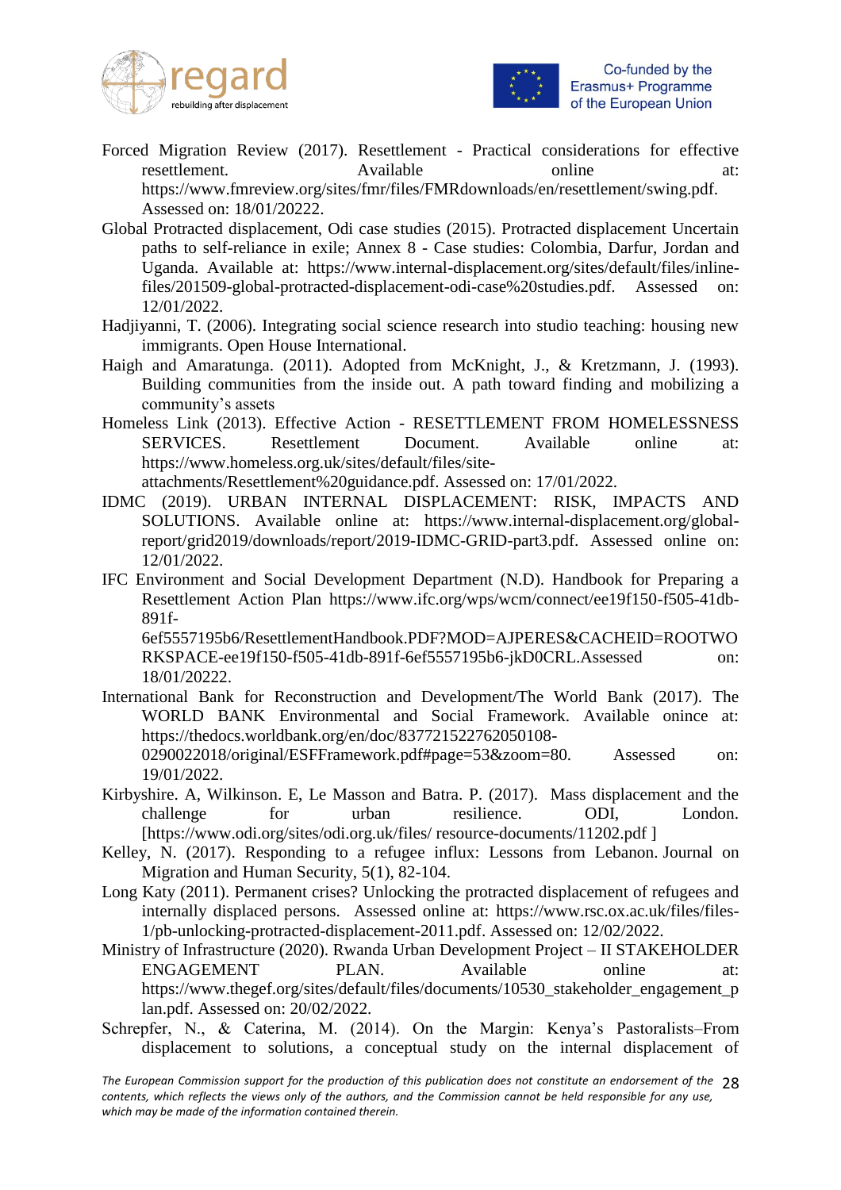Forced Migration Review (2017). Resettlement - Practical considerations for effective resettlement. Available online at: https://www.fmreview.org/sites/fmr/files/FMRdownloads/en/resettlement/swing.pdf. Assessed on: 18/01/20222.

Global Protracted displacement, Odi case studies (2015). Protracted displacement Uncertain paths to self-reliance in exile; Annex 8 - Case studies: Colombia, Darfur, Jordan and Uganda. Available at: https://www.internal-displacement.org/sites/default/files/inline-files/201509-global-protracted-displacement-odi-case%20studies.pdf. Assessed on: 12/01/2022.

Hadjiyanni, T. (2006). Integrating social science research into studio teaching: housing new immigrants. Open House International.

Haigh and Amaratunga. (2011). Adopted from McKnight, J., & Kretzmann, J. (1993). Building communities from the inside out. A path toward finding and mobilizing a community's assets

Homeless Link (2013). Effective Action - RESETTLEMENT FROM HOMELESSNESS SERVICES. Resettlement Document. Available online at: https://www.homeless.org.uk/sites/default/files/site-attachments/Resettlement%20guidance.pdf. Assessed on: 17/01/2022.

IDMC (2019). URBAN INTERNAL DISPLACEMENT: RISK, IMPACTS AND SOLUTIONS. Available online at: https://www.internal-displacement.org/global-report/grid2019/downloads/report/2019-IDMC-GRID-part3.pdf. Assessed online on: 12/01/2022.

IFC Environment and Social Development Department (N.D). Handbook for Preparing a Resettlement Action Plan https://www.ifc.org/wps/wcm/connect/ee19f150-f505-41db-891f-6ef5557195b6/ResettlementHandbook.PDF?MOD=AJPERES&CACHEID=ROOTWORKSPACE-ee19f150-f505-41db-891f-6ef5557195b6-jkD0CRL.Assessed on: 18/01/20222.

International Bank for Reconstruction and Development/The World Bank (2017). The WORLD BANK Environmental and Social Framework. Available onince at: https://thedocs.worldbank.org/en/doc/837721522762050108-0290022018/original/ESFFramework.pdf#page=53&zoom=80. Assessed on: 19/01/2022.

Kirbyshire. A, Wilkinson. E, Le Masson and Batra. P. (2017). Mass displacement and the challenge for urban resilience. ODI, London. [https://www.odi.org/sites/odi.org.uk/files/ resource-documents/11202.pdf ]

Kelley, N. (2017). Responding to a refugee influx: Lessons from Lebanon. Journal on Migration and Human Security, 5(1), 82-104.

Long Katy (2011). Permanent crises? Unlocking the protracted displacement of refugees and internally displaced persons. Assessed online at: https://www.rsc.ox.ac.uk/files/files-1/pb-unlocking-protracted-displacement-2011.pdf. Assessed on: 12/02/2022.

Ministry of Infrastructure (2020). Rwanda Urban Development Project – II STAKEHOLDER ENGAGEMENT PLAN. Available online at: https://www.thegef.org/sites/default/files/documents/10530_stakeholder_engagement_plan.pdf. Assessed on: 20/02/2022.

Schrepfer, N., & Caterina, M. (2014). On the Margin: Kenya's Pastoralists–From displacement to solutions, a conceptual study on the internal displacement of

*The European Commission support for the production of this publication does not constitute an endorsement of the contents, which reflects the views only of the authors, and the Commission cannot be held responsible for any use, which may be made of the information contained therein.*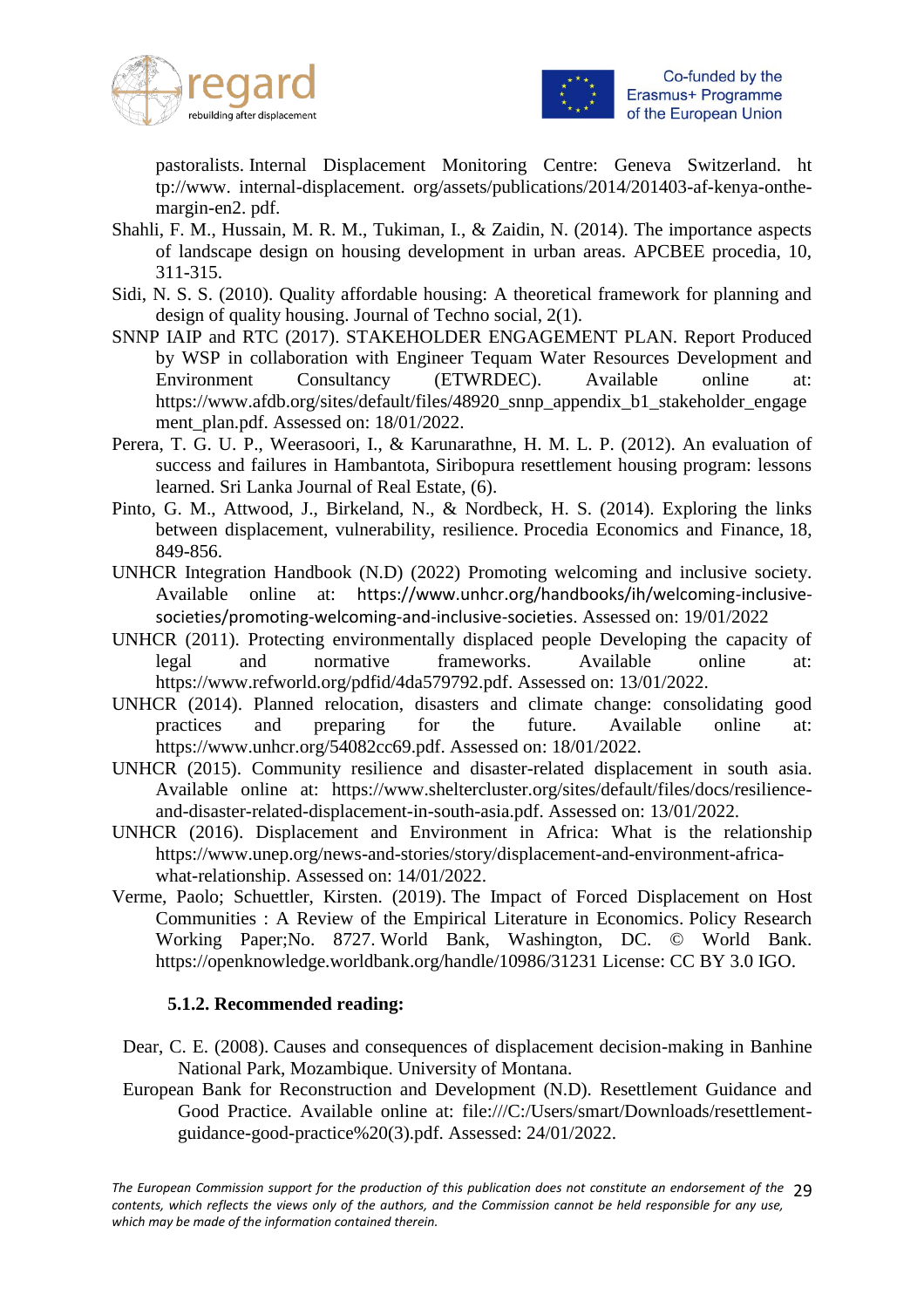pastoralists. Internal Displacement Monitoring Centre: Geneva Switzerland. ht tp://www. internal-displacement. org/assets/publications/2014/201403-af-kenya-onthe-margin-en2. pdf.

Shahli, F. M., Hussain, M. R. M., Tukiman, I., & Zaidin, N. (2014). The importance aspects of landscape design on housing development in urban areas. APCBEE procedia, 10, 311-315.

Sidi, N. S. S. (2010). Quality affordable housing: A theoretical framework for planning and design of quality housing. Journal of Techno social, 2(1).

SNNP IAIP and RTC (2017). STAKEHOLDER ENGAGEMENT PLAN. Report Produced by WSP in collaboration with Engineer Tequam Water Resources Development and Environment Consultancy (ETWRDEC). Available online at: https://www.afdb.org/sites/default/files/48920_snnp_appendix_b1_stakeholder_engagement_plan.pdf. Assessed on: 18/01/2022.

Perera, T. G. U. P., Weerasoori, I., & Karunarathne, H. M. L. P. (2012). An evaluation of success and failures in Hambantota, Siribopura resettlement housing program: lessons learned. Sri Lanka Journal of Real Estate, (6).

Pinto, G. M., Attwood, J., Birkeland, N., & Nordbeck, H. S. (2014). Exploring the links between displacement, vulnerability, resilience. Procedia Economics and Finance, 18, 849-856.

UNHCR Integration Handbook (N.D) (2022) Promoting welcoming and inclusive society. Available online at: https://www.unhcr.org/handbooks/ih/welcoming-inclusive-societies/promoting-welcoming-and-inclusive-societies. Assessed on: 19/01/2022

UNHCR (2011). Protecting environmentally displaced people Developing the capacity of legal and normative frameworks. Available online at: https://www.refworld.org/pdfid/4da579792.pdf. Assessed on: 13/01/2022.

UNHCR (2014). Planned relocation, disasters and climate change: consolidating good practices and preparing for the future. Available online at: https://www.unhcr.org/54082cc69.pdf. Assessed on: 18/01/2022.

UNHCR (2015). Community resilience and disaster-related displacement in south asia. Available online at: https://www.sheltercluster.org/sites/default/files/docs/resilience-and-disaster-related-displacement-in-south-asia.pdf. Assessed on: 13/01/2022.

UNHCR (2016). Displacement and Environment in Africa: What is the relationship https://www.unep.org/news-and-stories/story/displacement-and-environment-africa-what-relationship. Assessed on: 14/01/2022.

Verme, Paolo; Schuettler, Kirsten. (2019). The Impact of Forced Displacement on Host Communities : A Review of the Empirical Literature in Economics. Policy Research Working Paper;No. 8727. World Bank, Washington, DC. © World Bank. https://openknowledge.worldbank.org/handle/10986/31231 License: CC BY 3.0 IGO.

### 5.1.2. Recommended reading:

Dear, C. E. (2008). Causes and consequences of displacement decision-making in Banhine National Park, Mozambique. University of Montana.

European Bank for Reconstruction and Development (N.D). Resettlement Guidance and Good Practice. Available online at: file:///C:/Users/smart/Downloads/resettlement-guidance-good-practice%20(3).pdf. Assessed: 24/01/2022.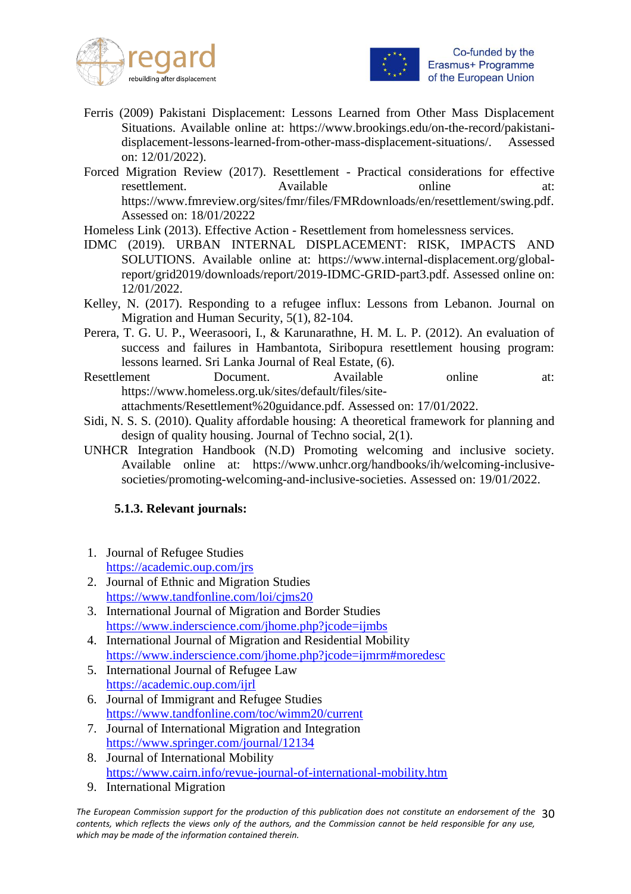Ferris (2009) Pakistani Displacement: Lessons Learned from Other Mass Displacement Situations. Available online at: https://www.brookings.edu/on-the-record/pakistani-displacement-lessons-learned-from-other-mass-displacement-situations/. Assessed on: 12/01/2022).

Forced Migration Review (2017). Resettlement - Practical considerations for effective resettlement. Available online at: https://www.fmreview.org/sites/fmr/files/FMRdownloads/en/resettlement/swing.pdf. Assessed on: 18/01/20222

Homeless Link (2013). Effective Action - Resettlement from homelessness services.

IDMC (2019). URBAN INTERNAL DISPLACEMENT: RISK, IMPACTS AND SOLUTIONS. Available online at: https://www.internal-displacement.org/global-report/grid2019/downloads/report/2019-IDMC-GRID-part3.pdf. Assessed online on: 12/01/2022.

Kelley, N. (2017). Responding to a refugee influx: Lessons from Lebanon. Journal on Migration and Human Security, 5(1), 82-104.

Perera, T. G. U. P., Weerasoori, I., & Karunarathne, H. M. L. P. (2012). An evaluation of success and failures in Hambantota, Siribopura resettlement housing program: lessons learned. Sri Lanka Journal of Real Estate, (6).

Resettlement Document. Available online at: https://www.homeless.org.uk/sites/default/files/site-attachments/Resettlement%20guidance.pdf. Assessed on: 17/01/2022.

Sidi, N. S. S. (2010). Quality affordable housing: A theoretical framework for planning and design of quality housing. Journal of Techno social, 2(1).

UNHCR Integration Handbook (N.D) Promoting welcoming and inclusive society. Available online at: https://www.unhcr.org/handbooks/ih/welcoming-inclusive-societies/promoting-welcoming-and-inclusive-societies. Assessed on: 19/01/2022.

### 5.1.3. Relevant journals:

1. Journal of Refugee Studies
   https://academic.oup.com/jrs
2. Journal of Ethnic and Migration Studies
   https://www.tandfonline.com/loi/cjms20
3. International Journal of Migration and Border Studies
   https://www.inderscience.com/jhome.php?jcode=ijmbs
4. International Journal of Migration and Residential Mobility
   https://www.inderscience.com/jhome.php?jcode=ijmrm#moredesc
5. International Journal of Refugee Law
   https://academic.oup.com/ijrl
6. Journal of Immigrant and Refugee Studies
   https://www.tandfonline.com/toc/wimm20/current
7. Journal of International Migration and Integration
   https://www.springer.com/journal/12134
8. Journal of International Mobility
   https://www.cairn.info/revue-journal-of-international-mobility.htm
9. International Migration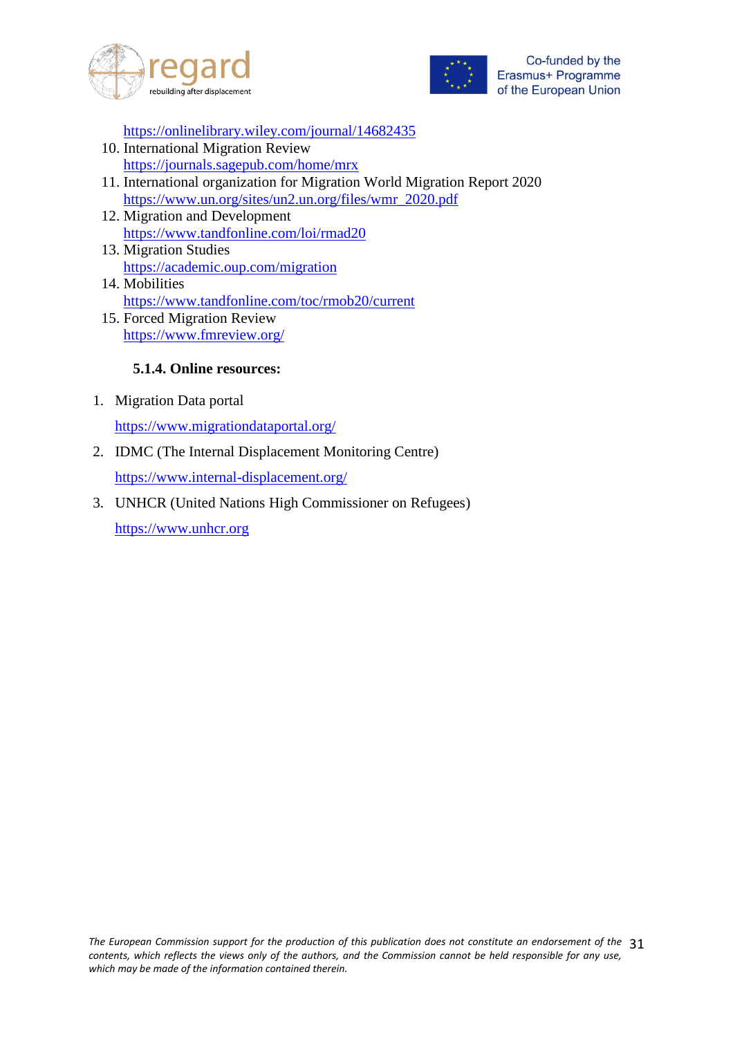https://onlinelibrary.wiley.com/journal/14682435

10. International Migration Review
    https://journals.sagepub.com/home/mrx
11. International organization for Migration World Migration Report 2020
    https://www.un.org/sites/un2.un.org/files/wmr_2020.pdf
12. Migration and Development
    https://www.tandfonline.com/loi/rmad20
13. Migration Studies
    https://academic.oup.com/migration
14. Mobilities
    https://www.tandfonline.com/toc/rmob20/current
15. Forced Migration Review
    https://www.fmreview.org/

#### 5.1.4. Online resources:

1. Migration Data portal

   https://www.migrationdataportal.org/

2. IDMC (The Internal Displacement Monitoring Centre)

   https://www.internal-displacement.org/

3. UNHCR (United Nations High Commissioner on Refugees)

   https://www.unhcr.org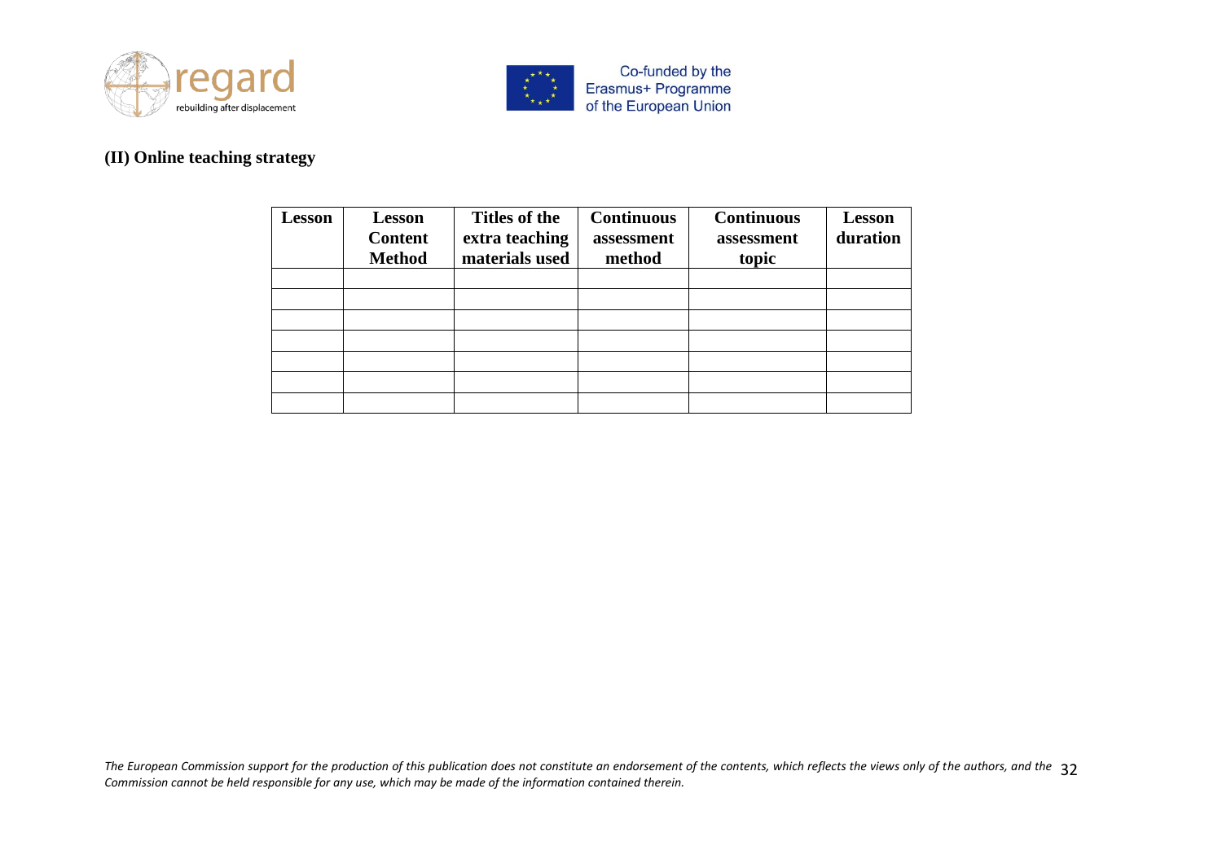**(II) Online teaching strategy**

| Lesson | Lesson Content Method | Titles of the extra teaching materials used | Continuous assessment method | Continuous assessment topic | Lesson duration |
|---|---|---|---|---|---|
| | | | | | |
| | | | | | |
| | | | | | |
| | | | | | |
| | | | | | |
| | | | | | |
| | | | | | |